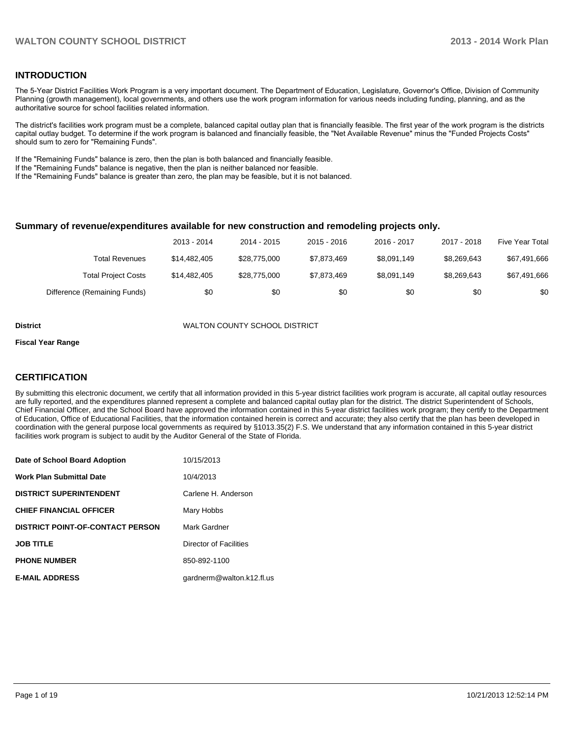## INTRODUCTION

The 5-Year District Facilities Work Program is a very important document. The Department of Education, Legislature, Governor's Office, Division of Community Planning (growth management), local governments, and others use the work program information for various needs including funding, planning, and as the authoritative source for school facilities related information.

The district's facilities work program must be a complete, balanced capital outlay plan that is financially feasible. The first year of the work program is the districts capital outlay budget. To determine if the work program is balanced and financially feasible, the "Net Available Revenue" minus the "Funded Projects Costs" should sum to zero for "Remaining Funds".

If the "Remaining Funds" balance is zero, then the plan is both balanced and financially feasible.
If the "Remaining Funds" balance is negative, then the plan is neither balanced nor feasible.
If the "Remaining Funds" balance is greater than zero, the plan may be feasible, but it is not balanced.

### Summary of revenue/expenditures available for new construction and remodeling projects only.

| | 2013 - 2014 | 2014 - 2015 | 2015 - 2016 | 2016 - 2017 | 2017 - 2018 | Five Year Total |
|---|---|---|---|---|---|---|
| Total Revenues | $14,482,405 | $28,775,000 | $7,873,469 | $8,091,149 | $8,269,643 | $67,491,666 |
| Total Project Costs | $14,482,405 | $28,775,000 | $7,873,469 | $8,091,149 | $8,269,643 | $67,491,666 |
| Difference (Remaining Funds) | $0 | $0 | $0 | $0 | $0 | $0 |

**District** WALTON COUNTY SCHOOL DISTRICT

**Fiscal Year Range**

## CERTIFICATION

By submitting this electronic document, we certify that all information provided in this 5-year district facilities work program is accurate, all capital outlay resources are fully reported, and the expenditures planned represent a complete and balanced capital outlay plan for the district. The district Superintendent of Schools, Chief Financial Officer, and the School Board have approved the information contained in this 5-year district facilities work program; they certify to the Department of Education, Office of Educational Facilities, that the information contained herein is correct and accurate; they also certify that the plan has been developed in coordination with the general purpose local governments as required by §1013.35(2) F.S. We understand that any information contained in this 5-year district facilities work program is subject to audit by the Auditor General of the State of Florida.

| | |
|---|---|
| **Date of School Board Adoption** | 10/15/2013 |
| **Work Plan Submittal Date** | 10/4/2013 |
| **DISTRICT SUPERINTENDENT** | Carlene H. Anderson |
| **CHIEF FINANCIAL OFFICER** | Mary Hobbs |
| **DISTRICT POINT-OF-CONTACT PERSON** | Mark Gardner |
| **JOB TITLE** | Director of Facilities |
| **PHONE NUMBER** | 850-892-1100 |
| **E-MAIL ADDRESS** | gardnerm@walton.k12.fl.us |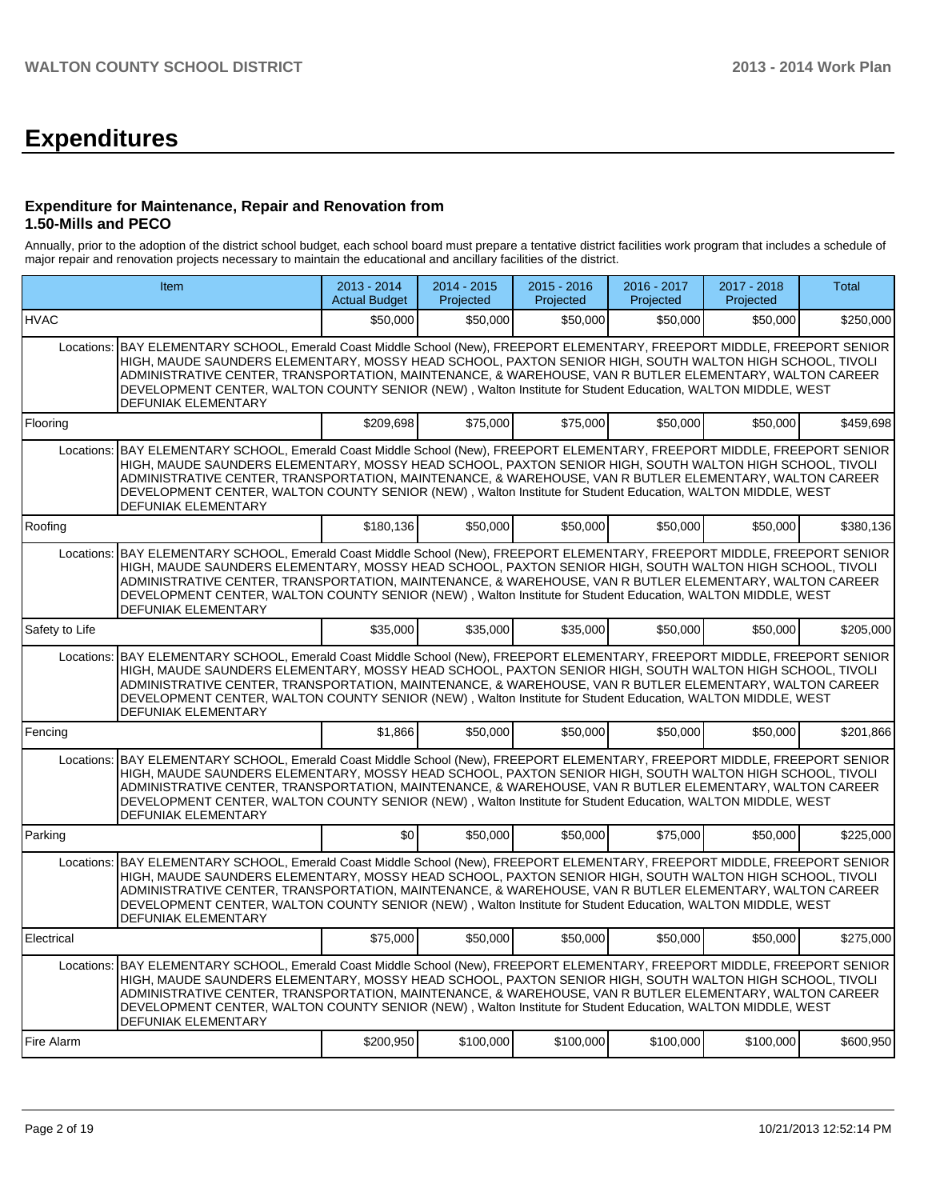# Expenditures

### Expenditure for Maintenance, Repair and Renovation from 1.50-Mills and PECO

Annually, prior to the adoption of the district school budget, each school board must prepare a tentative district facilities work program that includes a schedule of major repair and renovation projects necessary to maintain the educational and ancillary facilities of the district.

| Item | | 2013 - 2014 Actual Budget | 2014 - 2015 Projected | 2015 - 2016 Projected | 2016 - 2017 Projected | 2017 - 2018 Projected | Total |
|---|---|---|---|---|---|---|---|
| HVAC | | $50,000 | $50,000 | $50,000 | $50,000 | $50,000 | $250,000 |
| Locations: | BAY ELEMENTARY SCHOOL, Emerald Coast Middle School (New), FREEPORT ELEMENTARY, FREEPORT MIDDLE, FREEPORT SENIOR HIGH, MAUDE SAUNDERS ELEMENTARY, MOSSY HEAD SCHOOL, PAXTON SENIOR HIGH, SOUTH WALTON HIGH SCHOOL, TIVOLI ADMINISTRATIVE CENTER, TRANSPORTATION, MAINTENANCE, & WAREHOUSE, VAN R BUTLER ELEMENTARY, WALTON CAREER DEVELOPMENT CENTER, WALTON COUNTY SENIOR (NEW) , Walton Institute for Student Education, WALTON MIDDLE, WEST DEFUNIAK ELEMENTARY | | | | | | |
| Flooring | | $209,698 | $75,000 | $75,000 | $50,000 | $50,000 | $459,698 |
| Locations: | BAY ELEMENTARY SCHOOL, Emerald Coast Middle School (New), FREEPORT ELEMENTARY, FREEPORT MIDDLE, FREEPORT SENIOR HIGH, MAUDE SAUNDERS ELEMENTARY, MOSSY HEAD SCHOOL, PAXTON SENIOR HIGH, SOUTH WALTON HIGH SCHOOL, TIVOLI ADMINISTRATIVE CENTER, TRANSPORTATION, MAINTENANCE, & WAREHOUSE, VAN R BUTLER ELEMENTARY, WALTON CAREER DEVELOPMENT CENTER, WALTON COUNTY SENIOR (NEW) , Walton Institute for Student Education, WALTON MIDDLE, WEST DEFUNIAK ELEMENTARY | | | | | | |
| Roofing | | $180,136 | $50,000 | $50,000 | $50,000 | $50,000 | $380,136 |
| Locations: | BAY ELEMENTARY SCHOOL, Emerald Coast Middle School (New), FREEPORT ELEMENTARY, FREEPORT MIDDLE, FREEPORT SENIOR HIGH, MAUDE SAUNDERS ELEMENTARY, MOSSY HEAD SCHOOL, PAXTON SENIOR HIGH, SOUTH WALTON HIGH SCHOOL, TIVOLI ADMINISTRATIVE CENTER, TRANSPORTATION, MAINTENANCE, & WAREHOUSE, VAN R BUTLER ELEMENTARY, WALTON CAREER DEVELOPMENT CENTER, WALTON COUNTY SENIOR (NEW) , Walton Institute for Student Education, WALTON MIDDLE, WEST DEFUNIAK ELEMENTARY | | | | | | |
| Safety to Life | | $35,000 | $35,000 | $35,000 | $50,000 | $50,000 | $205,000 |
| Locations: | BAY ELEMENTARY SCHOOL, Emerald Coast Middle School (New), FREEPORT ELEMENTARY, FREEPORT MIDDLE, FREEPORT SENIOR HIGH, MAUDE SAUNDERS ELEMENTARY, MOSSY HEAD SCHOOL, PAXTON SENIOR HIGH, SOUTH WALTON HIGH SCHOOL, TIVOLI ADMINISTRATIVE CENTER, TRANSPORTATION, MAINTENANCE, & WAREHOUSE, VAN R BUTLER ELEMENTARY, WALTON CAREER DEVELOPMENT CENTER, WALTON COUNTY SENIOR (NEW) , Walton Institute for Student Education, WALTON MIDDLE, WEST DEFUNIAK ELEMENTARY | | | | | | |
| Fencing | | $1,866 | $50,000 | $50,000 | $50,000 | $50,000 | $201,866 |
| Locations: | BAY ELEMENTARY SCHOOL, Emerald Coast Middle School (New), FREEPORT ELEMENTARY, FREEPORT MIDDLE, FREEPORT SENIOR HIGH, MAUDE SAUNDERS ELEMENTARY, MOSSY HEAD SCHOOL, PAXTON SENIOR HIGH, SOUTH WALTON HIGH SCHOOL, TIVOLI ADMINISTRATIVE CENTER, TRANSPORTATION, MAINTENANCE, & WAREHOUSE, VAN R BUTLER ELEMENTARY, WALTON CAREER DEVELOPMENT CENTER, WALTON COUNTY SENIOR (NEW) , Walton Institute for Student Education, WALTON MIDDLE, WEST DEFUNIAK ELEMENTARY | | | | | | |
| Parking | | $0 | $50,000 | $50,000 | $75,000 | $50,000 | $225,000 |
| Locations: | BAY ELEMENTARY SCHOOL, Emerald Coast Middle School (New), FREEPORT ELEMENTARY, FREEPORT MIDDLE, FREEPORT SENIOR HIGH, MAUDE SAUNDERS ELEMENTARY, MOSSY HEAD SCHOOL, PAXTON SENIOR HIGH, SOUTH WALTON HIGH SCHOOL, TIVOLI ADMINISTRATIVE CENTER, TRANSPORTATION, MAINTENANCE, & WAREHOUSE, VAN R BUTLER ELEMENTARY, WALTON CAREER DEVELOPMENT CENTER, WALTON COUNTY SENIOR (NEW) , Walton Institute for Student Education, WALTON MIDDLE, WEST DEFUNIAK ELEMENTARY | | | | | | |
| Electrical | | $75,000 | $50,000 | $50,000 | $50,000 | $50,000 | $275,000 |
| Locations: | BAY ELEMENTARY SCHOOL, Emerald Coast Middle School (New), FREEPORT ELEMENTARY, FREEPORT MIDDLE, FREEPORT SENIOR HIGH, MAUDE SAUNDERS ELEMENTARY, MOSSY HEAD SCHOOL, PAXTON SENIOR HIGH, SOUTH WALTON HIGH SCHOOL, TIVOLI ADMINISTRATIVE CENTER, TRANSPORTATION, MAINTENANCE, & WAREHOUSE, VAN R BUTLER ELEMENTARY, WALTON CAREER DEVELOPMENT CENTER, WALTON COUNTY SENIOR (NEW) , Walton Institute for Student Education, WALTON MIDDLE, WEST DEFUNIAK ELEMENTARY | | | | | | |
| Fire Alarm | | $200,950 | $100,000 | $100,000 | $100,000 | $100,000 | $600,950 |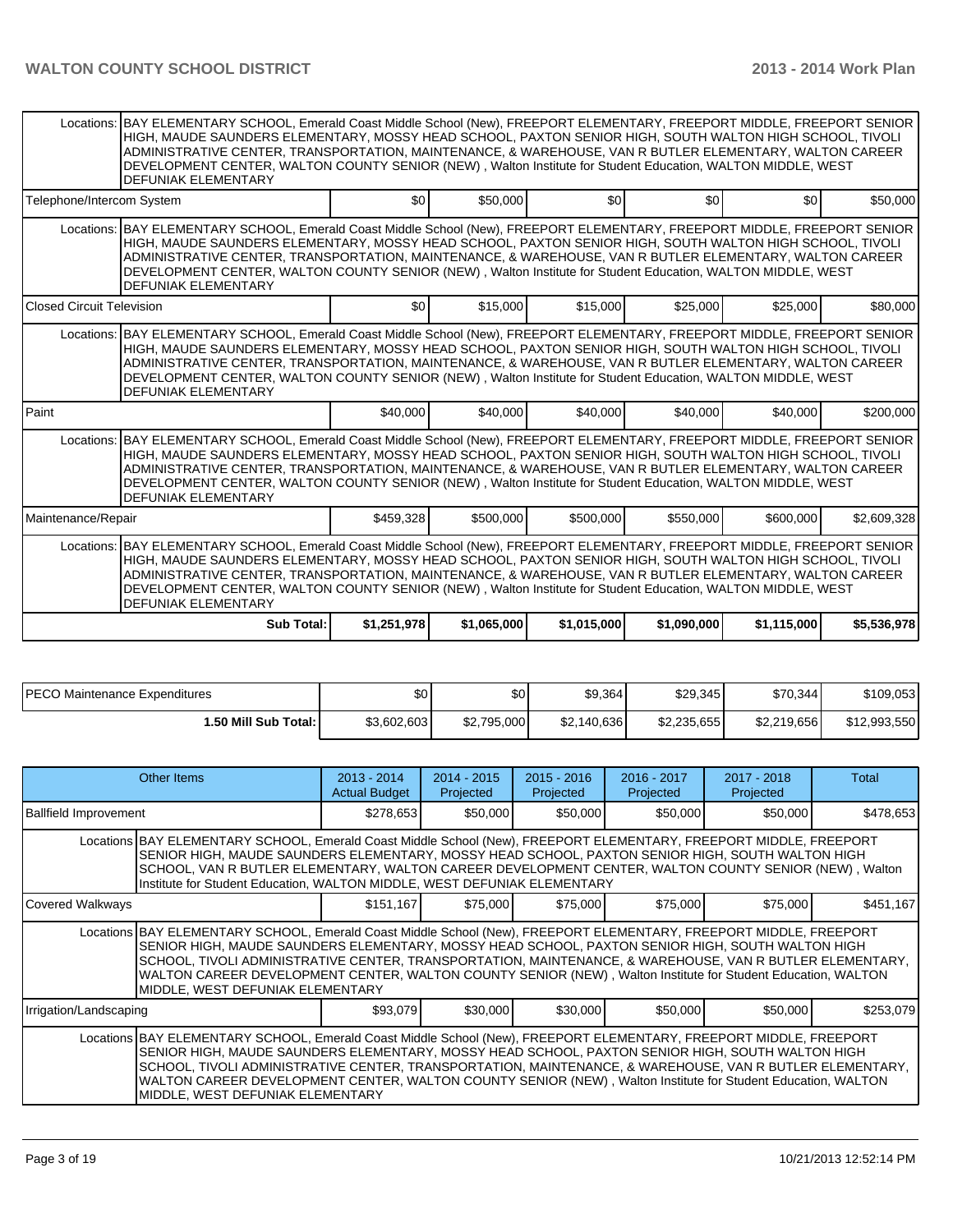| | | | | | | |
|---|---|---|---|---|---|---|
| Locations: BAY ELEMENTARY SCHOOL, Emerald Coast Middle School (New), FREEPORT ELEMENTARY, FREEPORT MIDDLE, FREEPORT SENIOR HIGH, MAUDE SAUNDERS ELEMENTARY, MOSSY HEAD SCHOOL, PAXTON SENIOR HIGH, SOUTH WALTON HIGH SCHOOL, TIVOLI ADMINISTRATIVE CENTER, TRANSPORTATION, MAINTENANCE, & WAREHOUSE, VAN R BUTLER ELEMENTARY, WALTON CAREER DEVELOPMENT CENTER, WALTON COUNTY SENIOR (NEW) , Walton Institute for Student Education, WALTON MIDDLE, WEST DEFUNIAK ELEMENTARY | | | | | | |
| Telephone/Intercom System | $0 | $50,000 | $0 | $0 | $0 | $50,000 |
| Locations: BAY ELEMENTARY SCHOOL, Emerald Coast Middle School (New), FREEPORT ELEMENTARY, FREEPORT MIDDLE, FREEPORT SENIOR HIGH, MAUDE SAUNDERS ELEMENTARY, MOSSY HEAD SCHOOL, PAXTON SENIOR HIGH, SOUTH WALTON HIGH SCHOOL, TIVOLI ADMINISTRATIVE CENTER, TRANSPORTATION, MAINTENANCE, & WAREHOUSE, VAN R BUTLER ELEMENTARY, WALTON CAREER DEVELOPMENT CENTER, WALTON COUNTY SENIOR (NEW) , Walton Institute for Student Education, WALTON MIDDLE, WEST DEFUNIAK ELEMENTARY | | | | | | |
| Closed Circuit Television | $0 | $15,000 | $15,000 | $25,000 | $25,000 | $80,000 |
| Locations: BAY ELEMENTARY SCHOOL, Emerald Coast Middle School (New), FREEPORT ELEMENTARY, FREEPORT MIDDLE, FREEPORT SENIOR HIGH, MAUDE SAUNDERS ELEMENTARY, MOSSY HEAD SCHOOL, PAXTON SENIOR HIGH, SOUTH WALTON HIGH SCHOOL, TIVOLI ADMINISTRATIVE CENTER, TRANSPORTATION, MAINTENANCE, & WAREHOUSE, VAN R BUTLER ELEMENTARY, WALTON CAREER DEVELOPMENT CENTER, WALTON COUNTY SENIOR (NEW) , Walton Institute for Student Education, WALTON MIDDLE, WEST DEFUNIAK ELEMENTARY | | | | | | |
| Paint | $40,000 | $40,000 | $40,000 | $40,000 | $40,000 | $200,000 |
| Locations: BAY ELEMENTARY SCHOOL, Emerald Coast Middle School (New), FREEPORT ELEMENTARY, FREEPORT MIDDLE, FREEPORT SENIOR HIGH, MAUDE SAUNDERS ELEMENTARY, MOSSY HEAD SCHOOL, PAXTON SENIOR HIGH, SOUTH WALTON HIGH SCHOOL, TIVOLI ADMINISTRATIVE CENTER, TRANSPORTATION, MAINTENANCE, & WAREHOUSE, VAN R BUTLER ELEMENTARY, WALTON CAREER DEVELOPMENT CENTER, WALTON COUNTY SENIOR (NEW) , Walton Institute for Student Education, WALTON MIDDLE, WEST DEFUNIAK ELEMENTARY | | | | | | |
| Maintenance/Repair | $459,328 | $500,000 | $500,000 | $550,000 | $600,000 | $2,609,328 |
| Locations: BAY ELEMENTARY SCHOOL, Emerald Coast Middle School (New), FREEPORT ELEMENTARY, FREEPORT MIDDLE, FREEPORT SENIOR HIGH, MAUDE SAUNDERS ELEMENTARY, MOSSY HEAD SCHOOL, PAXTON SENIOR HIGH, SOUTH WALTON HIGH SCHOOL, TIVOLI ADMINISTRATIVE CENTER, TRANSPORTATION, MAINTENANCE, & WAREHOUSE, VAN R BUTLER ELEMENTARY, WALTON CAREER DEVELOPMENT CENTER, WALTON COUNTY SENIOR (NEW) , Walton Institute for Student Education, WALTON MIDDLE, WEST DEFUNIAK ELEMENTARY | | | | | | |
| Sub Total: | $1,251,978 | $1,065,000 | $1,015,000 | $1,090,000 | $1,115,000 | $5,536,978 |

| | | | | | | |
|---|---|---|---|---|---|---|
| PECO Maintenance Expenditures | $0 | $0 | $9,364 | $29,345 | $70,344 | $109,053 |
| 1.50 Mill Sub Total: | $3,602,603 | $2,795,000 | $2,140,636 | $2,235,655 | $2,219,656 | $12,993,550 |

| Other Items | 2013 - 2014 Actual Budget | 2014 - 2015 Projected | 2015 - 2016 Projected | 2016 - 2017 Projected | 2017 - 2018 Projected | Total |
|---|---|---|---|---|---|---|
| Ballfield Improvement | $278,653 | $50,000 | $50,000 | $50,000 | $50,000 | $478,653 |
| Locations BAY ELEMENTARY SCHOOL, Emerald Coast Middle School (New), FREEPORT ELEMENTARY, FREEPORT MIDDLE, FREEPORT SENIOR HIGH, MAUDE SAUNDERS ELEMENTARY, MOSSY HEAD SCHOOL, PAXTON SENIOR HIGH, SOUTH WALTON HIGH SCHOOL, VAN R BUTLER ELEMENTARY, WALTON CAREER DEVELOPMENT CENTER, WALTON COUNTY SENIOR (NEW) , Walton Institute for Student Education, WALTON MIDDLE, WEST DEFUNIAK ELEMENTARY | | | | | | |
| Covered Walkways | $151,167 | $75,000 | $75,000 | $75,000 | $75,000 | $451,167 |
| Locations BAY ELEMENTARY SCHOOL, Emerald Coast Middle School (New), FREEPORT ELEMENTARY, FREEPORT MIDDLE, FREEPORT SENIOR HIGH, MAUDE SAUNDERS ELEMENTARY, MOSSY HEAD SCHOOL, PAXTON SENIOR HIGH, SOUTH WALTON HIGH SCHOOL, TIVOLI ADMINISTRATIVE CENTER, TRANSPORTATION, MAINTENANCE, & WAREHOUSE, VAN R BUTLER ELEMENTARY, WALTON CAREER DEVELOPMENT CENTER, WALTON COUNTY SENIOR (NEW) , Walton Institute for Student Education, WALTON MIDDLE, WEST DEFUNIAK ELEMENTARY | | | | | | |
| Irrigation/Landscaping | $93,079 | $30,000 | $30,000 | $50,000 | $50,000 | $253,079 |
| Locations BAY ELEMENTARY SCHOOL, Emerald Coast Middle School (New), FREEPORT ELEMENTARY, FREEPORT MIDDLE, FREEPORT SENIOR HIGH, MAUDE SAUNDERS ELEMENTARY, MOSSY HEAD SCHOOL, PAXTON SENIOR HIGH, SOUTH WALTON HIGH SCHOOL, TIVOLI ADMINISTRATIVE CENTER, TRANSPORTATION, MAINTENANCE, & WAREHOUSE, VAN R BUTLER ELEMENTARY, WALTON CAREER DEVELOPMENT CENTER, WALTON COUNTY SENIOR (NEW) , Walton Institute for Student Education, WALTON MIDDLE, WEST DEFUNIAK ELEMENTARY | | | | | | |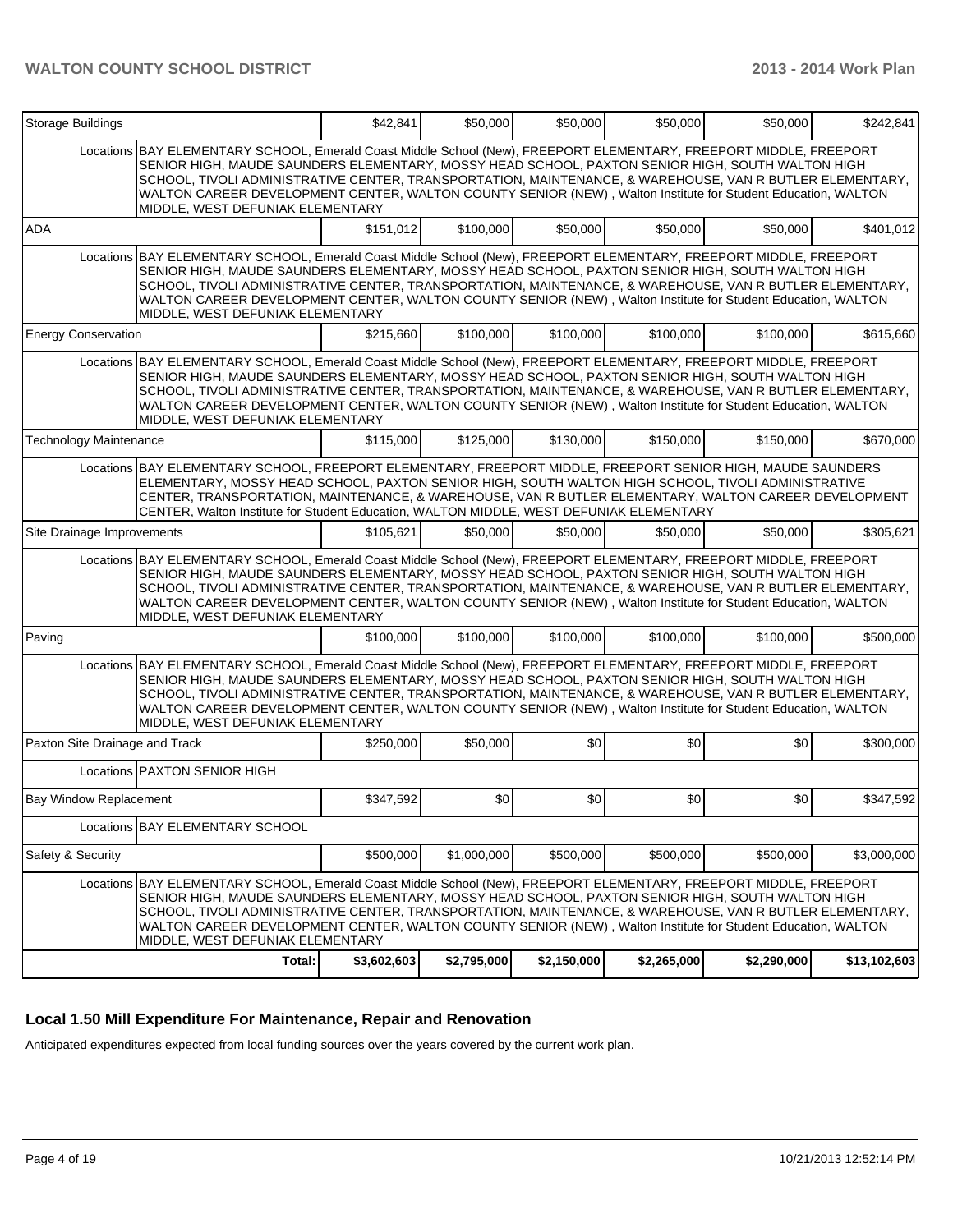| Storage Buildings | | $42,841 | $50,000 | $50,000 | $50,000 | $50,000 | $242,841 |
|---|---|---|---|---|---|---|---|
| | Locations | BAY ELEMENTARY SCHOOL, Emerald Coast Middle School (New), FREEPORT ELEMENTARY, FREEPORT MIDDLE, FREEPORT SENIOR HIGH, MAUDE SAUNDERS ELEMENTARY, MOSSY HEAD SCHOOL, PAXTON SENIOR HIGH, SOUTH WALTON HIGH SCHOOL, TIVOLI ADMINISTRATIVE CENTER, TRANSPORTATION, MAINTENANCE, & WAREHOUSE, VAN R BUTLER ELEMENTARY, WALTON CAREER DEVELOPMENT CENTER, WALTON COUNTY SENIOR (NEW) , Walton Institute for Student Education, WALTON MIDDLE, WEST DEFUNIAK ELEMENTARY | | | | | |
| ADA | | $151,012 | $100,000 | $50,000 | $50,000 | $50,000 | $401,012 |
| | Locations | BAY ELEMENTARY SCHOOL, Emerald Coast Middle School (New), FREEPORT ELEMENTARY, FREEPORT MIDDLE, FREEPORT SENIOR HIGH, MAUDE SAUNDERS ELEMENTARY, MOSSY HEAD SCHOOL, PAXTON SENIOR HIGH, SOUTH WALTON HIGH SCHOOL, TIVOLI ADMINISTRATIVE CENTER, TRANSPORTATION, MAINTENANCE, & WAREHOUSE, VAN R BUTLER ELEMENTARY, WALTON CAREER DEVELOPMENT CENTER, WALTON COUNTY SENIOR (NEW) , Walton Institute for Student Education, WALTON MIDDLE, WEST DEFUNIAK ELEMENTARY | | | | | |
| Energy Conservation | | $215,660 | $100,000 | $100,000 | $100,000 | $100,000 | $615,660 |
| | Locations | BAY ELEMENTARY SCHOOL, Emerald Coast Middle School (New), FREEPORT ELEMENTARY, FREEPORT MIDDLE, FREEPORT SENIOR HIGH, MAUDE SAUNDERS ELEMENTARY, MOSSY HEAD SCHOOL, PAXTON SENIOR HIGH, SOUTH WALTON HIGH SCHOOL, TIVOLI ADMINISTRATIVE CENTER, TRANSPORTATION, MAINTENANCE, & WAREHOUSE, VAN R BUTLER ELEMENTARY, WALTON CAREER DEVELOPMENT CENTER, WALTON COUNTY SENIOR (NEW) , Walton Institute for Student Education, WALTON MIDDLE, WEST DEFUNIAK ELEMENTARY | | | | | |
| Technology Maintenance | | $115,000 | $125,000 | $130,000 | $150,000 | $150,000 | $670,000 |
| | Locations | BAY ELEMENTARY SCHOOL, FREEPORT ELEMENTARY, FREEPORT MIDDLE, FREEPORT SENIOR HIGH, MAUDE SAUNDERS ELEMENTARY, MOSSY HEAD SCHOOL, PAXTON SENIOR HIGH, SOUTH WALTON HIGH SCHOOL, TIVOLI ADMINISTRATIVE CENTER, TRANSPORTATION, MAINTENANCE, & WAREHOUSE, VAN R BUTLER ELEMENTARY, WALTON CAREER DEVELOPMENT CENTER, Walton Institute for Student Education, WALTON MIDDLE, WEST DEFUNIAK ELEMENTARY | | | | | |
| Site Drainage Improvements | | $105,621 | $50,000 | $50,000 | $50,000 | $50,000 | $305,621 |
| | Locations | BAY ELEMENTARY SCHOOL, Emerald Coast Middle School (New), FREEPORT ELEMENTARY, FREEPORT MIDDLE, FREEPORT SENIOR HIGH, MAUDE SAUNDERS ELEMENTARY, MOSSY HEAD SCHOOL, PAXTON SENIOR HIGH, SOUTH WALTON HIGH SCHOOL, TIVOLI ADMINISTRATIVE CENTER, TRANSPORTATION, MAINTENANCE, & WAREHOUSE, VAN R BUTLER ELEMENTARY, WALTON CAREER DEVELOPMENT CENTER, WALTON COUNTY SENIOR (NEW) , Walton Institute for Student Education, WALTON MIDDLE, WEST DEFUNIAK ELEMENTARY | | | | | |
| Paving | | $100,000 | $100,000 | $100,000 | $100,000 | $100,000 | $500,000 |
| | Locations | BAY ELEMENTARY SCHOOL, Emerald Coast Middle School (New), FREEPORT ELEMENTARY, FREEPORT MIDDLE, FREEPORT SENIOR HIGH, MAUDE SAUNDERS ELEMENTARY, MOSSY HEAD SCHOOL, PAXTON SENIOR HIGH, SOUTH WALTON HIGH SCHOOL, TIVOLI ADMINISTRATIVE CENTER, TRANSPORTATION, MAINTENANCE, & WAREHOUSE, VAN R BUTLER ELEMENTARY, WALTON CAREER DEVELOPMENT CENTER, WALTON COUNTY SENIOR (NEW) , Walton Institute for Student Education, WALTON MIDDLE, WEST DEFUNIAK ELEMENTARY | | | | | |
| Paxton Site Drainage and Track | | $250,000 | $50,000 | $0 | $0 | $0 | $300,000 |
| | Locations | PAXTON SENIOR HIGH | | | | | |
| Bay Window Replacement | | $347,592 | $0 | $0 | $0 | $0 | $347,592 |
| | Locations | BAY ELEMENTARY SCHOOL | | | | | |
| Safety & Security | | $500,000 | $1,000,000 | $500,000 | $500,000 | $500,000 | $3,000,000 |
| | Locations | BAY ELEMENTARY SCHOOL, Emerald Coast Middle School (New), FREEPORT ELEMENTARY, FREEPORT MIDDLE, FREEPORT SENIOR HIGH, MAUDE SAUNDERS ELEMENTARY, MOSSY HEAD SCHOOL, PAXTON SENIOR HIGH, SOUTH WALTON HIGH SCHOOL, TIVOLI ADMINISTRATIVE CENTER, TRANSPORTATION, MAINTENANCE, & WAREHOUSE, VAN R BUTLER ELEMENTARY, WALTON CAREER DEVELOPMENT CENTER, WALTON COUNTY SENIOR (NEW) , Walton Institute for Student Education, WALTON MIDDLE, WEST DEFUNIAK ELEMENTARY | | | | | |
| | Total: | $3,602,603 | $2,795,000 | $2,150,000 | $2,265,000 | $2,290,000 | $13,102,603 |

## Local 1.50 Mill Expenditure For Maintenance, Repair and Renovation

Anticipated expenditures expected from local funding sources over the years covered by the current work plan.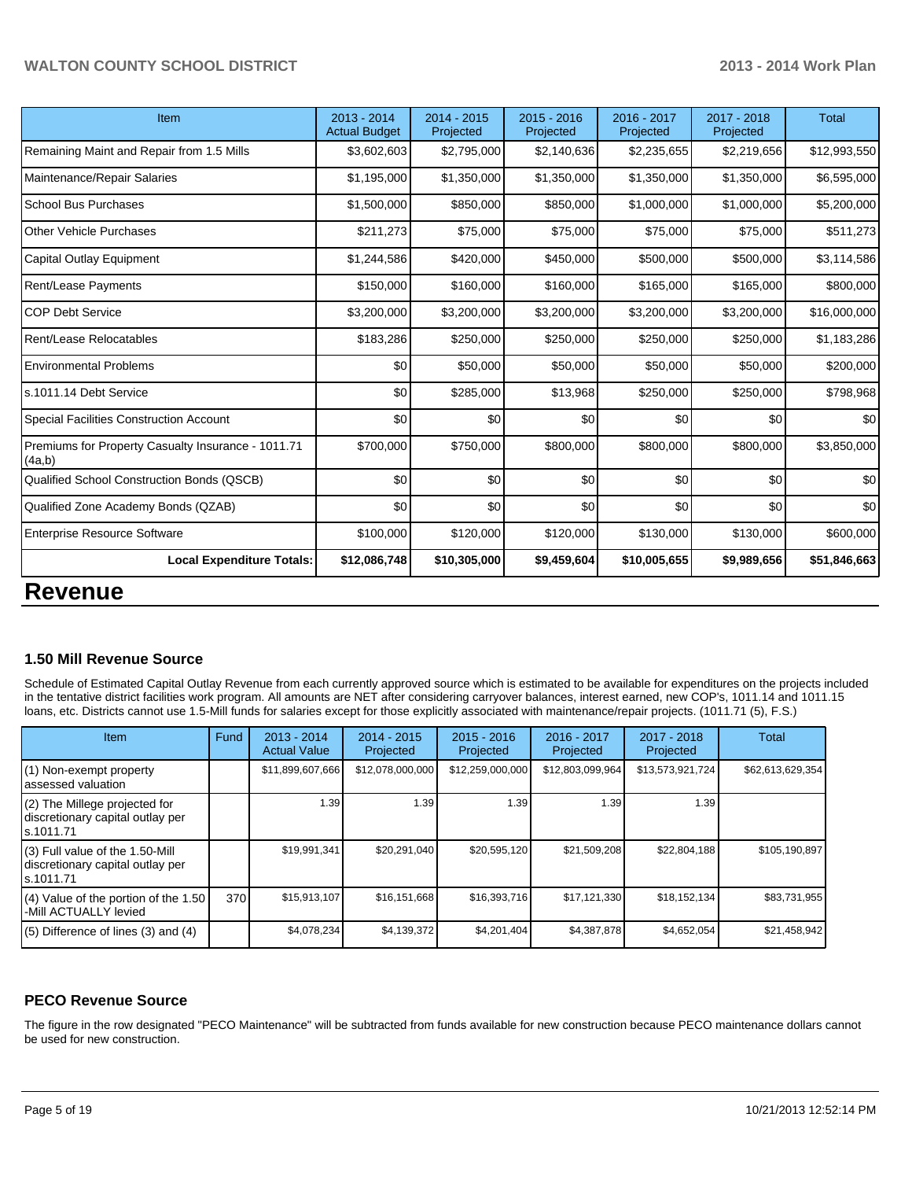| Item | 2013 - 2014 Actual Budget | 2014 - 2015 Projected | 2015 - 2016 Projected | 2016 - 2017 Projected | 2017 - 2018 Projected | Total |
|---|---|---|---|---|---|---|
| Remaining Maint and Repair from 1.5 Mills | $3,602,603 | $2,795,000 | $2,140,636 | $2,235,655 | $2,219,656 | $12,993,550 |
| Maintenance/Repair Salaries | $1,195,000 | $1,350,000 | $1,350,000 | $1,350,000 | $1,350,000 | $6,595,000 |
| School Bus Purchases | $1,500,000 | $850,000 | $850,000 | $1,000,000 | $1,000,000 | $5,200,000 |
| Other Vehicle Purchases | $211,273 | $75,000 | $75,000 | $75,000 | $75,000 | $511,273 |
| Capital Outlay Equipment | $1,244,586 | $420,000 | $450,000 | $500,000 | $500,000 | $3,114,586 |
| Rent/Lease Payments | $150,000 | $160,000 | $160,000 | $165,000 | $165,000 | $800,000 |
| COP Debt Service | $3,200,000 | $3,200,000 | $3,200,000 | $3,200,000 | $3,200,000 | $16,000,000 |
| Rent/Lease Relocatables | $183,286 | $250,000 | $250,000 | $250,000 | $250,000 | $1,183,286 |
| Environmental Problems | $0 | $50,000 | $50,000 | $50,000 | $50,000 | $200,000 |
| s.1011.14 Debt Service | $0 | $285,000 | $13,968 | $250,000 | $250,000 | $798,968 |
| Special Facilities Construction Account | $0 | $0 | $0 | $0 | $0 | $0 |
| Premiums for Property Casualty Insurance - 1011.71 (4a,b) | $700,000 | $750,000 | $800,000 | $800,000 | $800,000 | $3,850,000 |
| Qualified School Construction Bonds (QSCB) | $0 | $0 | $0 | $0 | $0 | $0 |
| Qualified Zone Academy Bonds (QZAB) | $0 | $0 | $0 | $0 | $0 | $0 |
| Enterprise Resource Software | $100,000 | $120,000 | $120,000 | $130,000 | $130,000 | $600,000 |
| **Local Expenditure Totals:** | **$12,086,748** | **$10,305,000** | **$9,459,604** | **$10,005,655** | **$9,989,656** | **$51,846,663** |

# Revenue

### 1.50 Mill Revenue Source

Schedule of Estimated Capital Outlay Revenue from each currently approved source which is estimated to be available for expenditures on the projects included in the tentative district facilities work program. All amounts are NET after considering carryover balances, interest earned, new COP's, 1011.14 and 1011.15 loans, etc. Districts cannot use 1.5-Mill funds for salaries except for those explicitly associated with maintenance/repair projects. (1011.71 (5), F.S.)

| Item | Fund | 2013 - 2014 Actual Value | 2014 - 2015 Projected | 2015 - 2016 Projected | 2016 - 2017 Projected | 2017 - 2018 Projected | Total |
|---|---|---|---|---|---|---|---|
| (1) Non-exempt property assessed valuation | | $11,899,607,666 | $12,078,000,000 | $12,259,000,000 | $12,803,099,964 | $13,573,921,724 | $62,613,629,354 |
| (2) The Millege projected for discretionary capital outlay per s.1011.71 | | 1.39 | 1.39 | 1.39 | 1.39 | 1.39 | |
| (3) Full value of the 1.50-Mill discretionary capital outlay per s.1011.71 | | $19,991,341 | $20,291,040 | $20,595,120 | $21,509,208 | $22,804,188 | $105,190,897 |
| (4) Value of the portion of the 1.50 -Mill ACTUALLY levied | 370 | $15,913,107 | $16,151,668 | $16,393,716 | $17,121,330 | $18,152,134 | $83,731,955 |
| (5) Difference of lines (3) and (4) | | $4,078,234 | $4,139,372 | $4,201,404 | $4,387,878 | $4,652,054 | $21,458,942 |

### PECO Revenue Source

The figure in the row designated "PECO Maintenance" will be subtracted from funds available for new construction because PECO maintenance dollars cannot be used for new construction.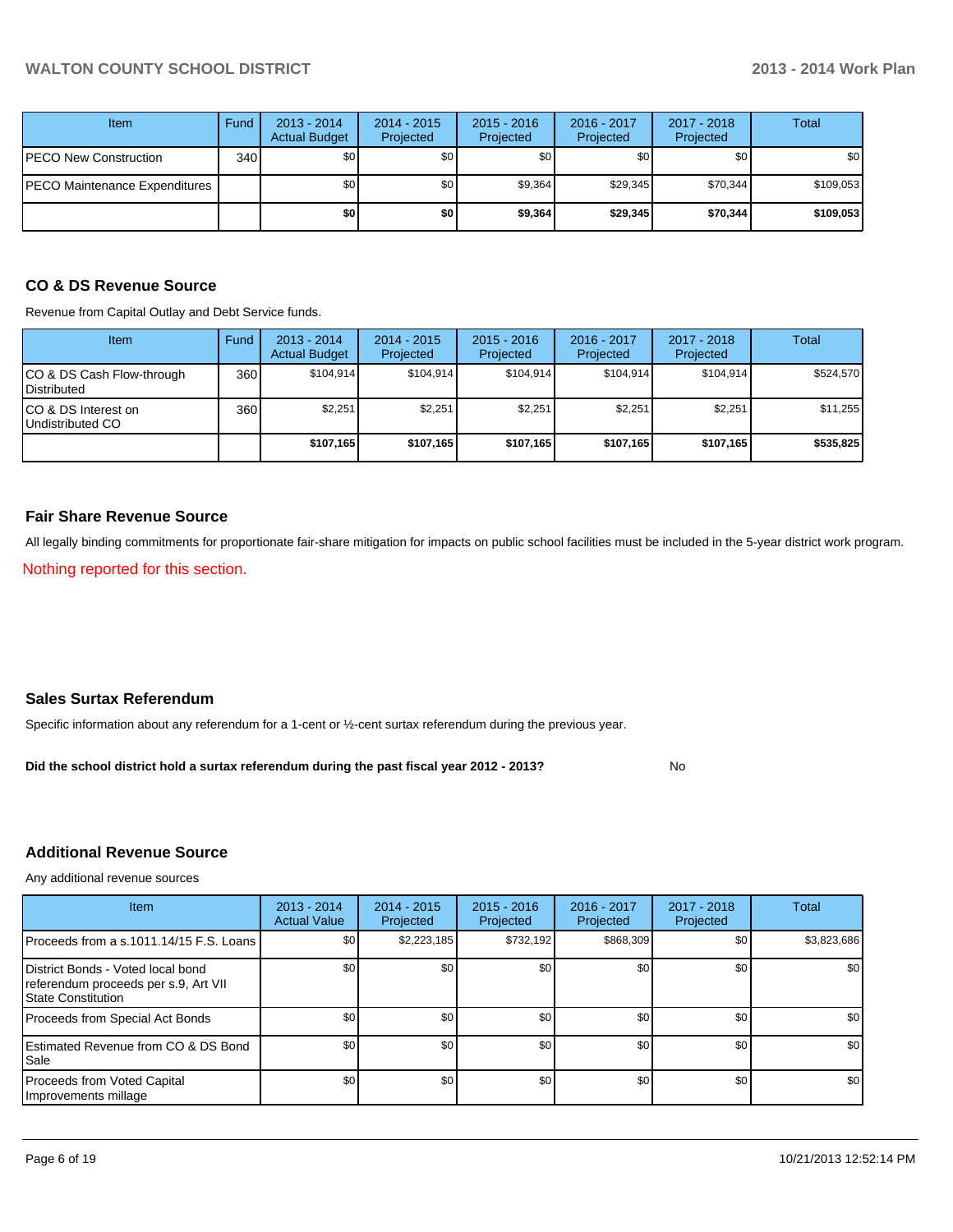| Item | Fund | 2013 - 2014 Actual Budget | 2014 - 2015 Projected | 2015 - 2016 Projected | 2016 - 2017 Projected | 2017 - 2018 Projected | Total |
|---|---|---|---|---|---|---|---|
| PECO New Construction | 340 | $0 | $0 | $0 | $0 | $0 | $0 |
| PECO Maintenance Expenditures | | $0 | $0 | $9,364 | $29,345 | $70,344 | $109,053 |
| | | **$0** | **$0** | **$9,364** | **$29,345** | **$70,344** | **$109,053** |

## CO & DS Revenue Source

Revenue from Capital Outlay and Debt Service funds.

| Item | Fund | 2013 - 2014 Actual Budget | 2014 - 2015 Projected | 2015 - 2016 Projected | 2016 - 2017 Projected | 2017 - 2018 Projected | Total |
|---|---|---|---|---|---|---|---|
| CO & DS Cash Flow-through Distributed | 360 | $104,914 | $104,914 | $104,914 | $104,914 | $104,914 | $524,570 |
| CO & DS Interest on Undistributed CO | 360 | $2,251 | $2,251 | $2,251 | $2,251 | $2,251 | $11,255 |
| | | **$107,165** | **$107,165** | **$107,165** | **$107,165** | **$107,165** | **$535,825** |

## Fair Share Revenue Source

All legally binding commitments for proportionate fair-share mitigation for impacts on public school facilities must be included in the 5-year district work program.

Nothing reported for this section.

## Sales Surtax Referendum

Specific information about any referendum for a 1-cent or ½-cent surtax referendum during the previous year.

**Did the school district hold a surtax referendum during the past fiscal year 2012 - 2013?** No

## Additional Revenue Source

Any additional revenue sources

| Item | 2013 - 2014 Actual Value | 2014 - 2015 Projected | 2015 - 2016 Projected | 2016 - 2017 Projected | 2017 - 2018 Projected | Total |
|---|---|---|---|---|---|---|
| Proceeds from a s.1011.14/15 F.S. Loans | $0 | $2,223,185 | $732,192 | $868,309 | $0 | $3,823,686 |
| District Bonds - Voted local bond referendum proceeds per s.9, Art VII State Constitution | $0 | $0 | $0 | $0 | $0 | $0 |
| Proceeds from Special Act Bonds | $0 | $0 | $0 | $0 | $0 | $0 |
| Estimated Revenue from CO & DS Bond Sale | $0 | $0 | $0 | $0 | $0 | $0 |
| Proceeds from Voted Capital Improvements millage | $0 | $0 | $0 | $0 | $0 | $0 |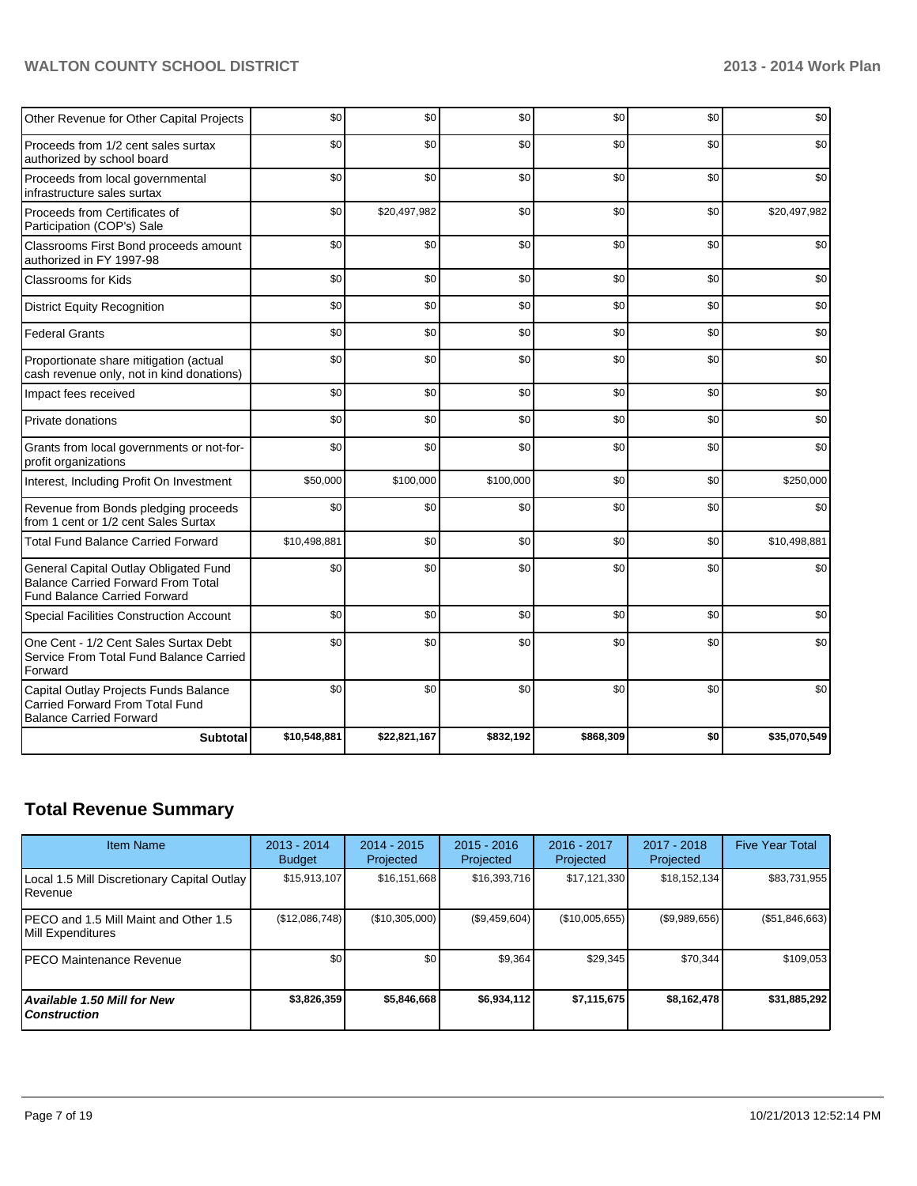| | | | | | | |
|---|---|---|---|---|---|---|
| Other Revenue for Other Capital Projects | $0 | $0 | $0 | $0 | $0 | $0 |
| Proceeds from 1/2 cent sales surtax authorized by school board | $0 | $0 | $0 | $0 | $0 | $0 |
| Proceeds from local governmental infrastructure sales surtax | $0 | $0 | $0 | $0 | $0 | $0 |
| Proceeds from Certificates of Participation (COP's) Sale | $0 | $20,497,982 | $0 | $0 | $0 | $20,497,982 |
| Classrooms First Bond proceeds amount authorized in FY 1997-98 | $0 | $0 | $0 | $0 | $0 | $0 |
| Classrooms for Kids | $0 | $0 | $0 | $0 | $0 | $0 |
| District Equity Recognition | $0 | $0 | $0 | $0 | $0 | $0 |
| Federal Grants | $0 | $0 | $0 | $0 | $0 | $0 |
| Proportionate share mitigation (actual cash revenue only, not in kind donations) | $0 | $0 | $0 | $0 | $0 | $0 |
| Impact fees received | $0 | $0 | $0 | $0 | $0 | $0 |
| Private donations | $0 | $0 | $0 | $0 | $0 | $0 |
| Grants from local governments or not-for-profit organizations | $0 | $0 | $0 | $0 | $0 | $0 |
| Interest, Including Profit On Investment | $50,000 | $100,000 | $100,000 | $0 | $0 | $250,000 |
| Revenue from Bonds pledging proceeds from 1 cent or 1/2 cent Sales Surtax | $0 | $0 | $0 | $0 | $0 | $0 |
| Total Fund Balance Carried Forward | $10,498,881 | $0 | $0 | $0 | $0 | $10,498,881 |
| General Capital Outlay Obligated Fund Balance Carried Forward From Total Fund Balance Carried Forward | $0 | $0 | $0 | $0 | $0 | $0 |
| Special Facilities Construction Account | $0 | $0 | $0 | $0 | $0 | $0 |
| One Cent - 1/2 Cent Sales Surtax Debt Service From Total Fund Balance Carried Forward | $0 | $0 | $0 | $0 | $0 | $0 |
| Capital Outlay Projects Funds Balance Carried Forward From Total Fund Balance Carried Forward | $0 | $0 | $0 | $0 | $0 | $0 |
| **Subtotal** | **$10,548,881** | **$22,821,167** | **$832,192** | **$868,309** | **$0** | **$35,070,549** |

## Total Revenue Summary

| Item Name | 2013 - 2014 Budget | 2014 - 2015 Projected | 2015 - 2016 Projected | 2016 - 2017 Projected | 2017 - 2018 Projected | Five Year Total |
|---|---|---|---|---|---|---|
| Local 1.5 Mill Discretionary Capital Outlay Revenue | $15,913,107 | $16,151,668 | $16,393,716 | $17,121,330 | $18,152,134 | $83,731,955 |
| PECO and 1.5 Mill Maint and Other 1.5 Mill Expenditures | ($12,086,748) | ($10,305,000) | ($9,459,604) | ($10,005,655) | ($9,989,656) | ($51,846,663) |
| PECO Maintenance Revenue | $0 | $0 | $9,364 | $29,345 | $70,344 | $109,053 |
| ***Available 1.50 Mill for New Construction*** | **$3,826,359** | **$5,846,668** | **$6,934,112** | **$7,115,675** | **$8,162,478** | **$31,885,292** |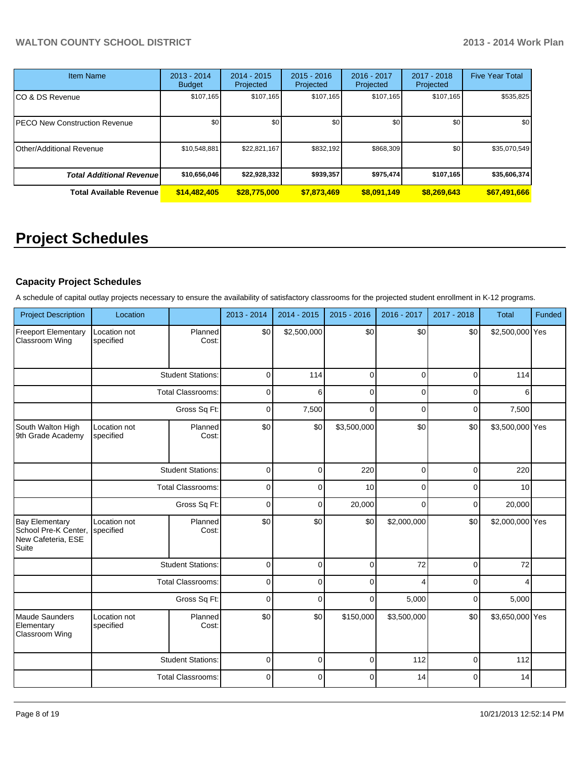| Item Name | 2013 - 2014 Budget | 2014 - 2015 Projected | 2015 - 2016 Projected | 2016 - 2017 Projected | 2017 - 2018 Projected | Five Year Total |
|---|---|---|---|---|---|---|
| CO & DS Revenue | $107,165 | $107,165 | $107,165 | $107,165 | $107,165 | $535,825 |
| PECO New Construction Revenue | $0 | $0 | $0 | $0 | $0 | $0 |
| Other/Additional Revenue | $10,548,881 | $22,821,167 | $832,192 | $868,309 | $0 | $35,070,549 |
| ***Total Additional Revenue*** | **$10,656,046** | **$22,928,332** | **$939,357** | **$975,474** | **$107,165** | **$35,606,374** |
| **Total Available Revenue** | **$14,482,405** | **$28,775,000** | **$7,873,469** | **$8,091,149** | **$8,269,643** | **$67,491,666** |

# Project Schedules

### Capacity Project Schedules

A schedule of capital outlay projects necessary to ensure the availability of satisfactory classrooms for the projected student enrollment in K-12 programs.

| Project Description | Location | | 2013 - 2014 | 2014 - 2015 | 2015 - 2016 | 2016 - 2017 | 2017 - 2018 | Total | Funded |
|---|---|---|---|---|---|---|---|---|---|
| Freeport Elementary Classroom Wing | Location not specified | Planned Cost: | $0 | $2,500,000 | $0 | $0 | $0 | $2,500,000 | Yes |
| | | Student Stations: | 0 | 114 | 0 | 0 | 0 | 114 | |
| | | Total Classrooms: | 0 | 6 | 0 | 0 | 0 | 6 | |
| | | Gross Sq Ft: | 0 | 7,500 | 0 | 0 | 0 | 7,500 | |
| South Walton High 9th Grade Academy | Location not specified | Planned Cost: | $0 | $0 | $3,500,000 | $0 | $0 | $3,500,000 | Yes |
| | | Student Stations: | 0 | 0 | 220 | 0 | 0 | 220 | |
| | | Total Classrooms: | 0 | 0 | 10 | 0 | 0 | 10 | |
| | | Gross Sq Ft: | 0 | 0 | 20,000 | 0 | 0 | 20,000 | |
| Bay Elementary School Pre-K Center, New Cafeteria, ESE Suite | Location not specified | Planned Cost: | $0 | $0 | $0 | $2,000,000 | $0 | $2,000,000 | Yes |
| | | Student Stations: | 0 | 0 | 0 | 72 | 0 | 72 | |
| | | Total Classrooms: | 0 | 0 | 0 | 4 | 0 | 4 | |
| | | Gross Sq Ft: | 0 | 0 | 0 | 5,000 | 0 | 5,000 | |
| Maude Saunders Elementary Classroom Wing | Location not specified | Planned Cost: | $0 | $0 | $150,000 | $3,500,000 | $0 | $3,650,000 | Yes |
| | | Student Stations: | 0 | 0 | 0 | 112 | 0 | 112 | |
| | | Total Classrooms: | 0 | 0 | 0 | 14 | 0 | 14 | |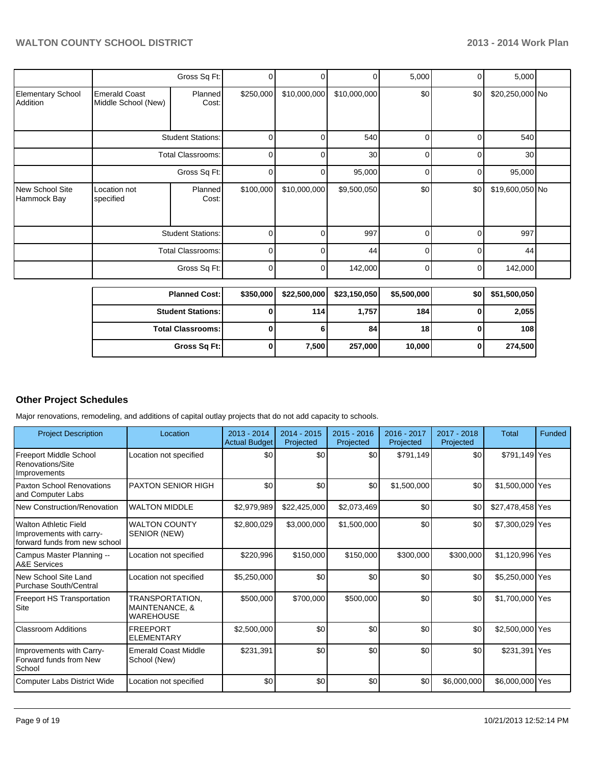| | | | | | | | | | |
|---|---|---|---|---|---|---|---|---|---|
| | | Gross Sq Ft: | 0 | 0 | 0 | 5,000 | 0 | 5,000 | |
| Elementary School Addition | Emerald Coast Middle School (New) | Planned Cost: | $250,000 | $10,000,000 | $10,000,000 | $0 | $0 | $20,250,000 | No |
| | | Student Stations: | 0 | 0 | 540 | 0 | 0 | 540 | |
| | | Total Classrooms: | 0 | 0 | 30 | 0 | 0 | 30 | |
| | | Gross Sq Ft: | 0 | 0 | 95,000 | 0 | 0 | 95,000 | |
| New School Site Hammock Bay | Location not specified | Planned Cost: | $100,000 | $10,000,000 | $9,500,050 | $0 | $0 | $19,600,050 | No |
| | | Student Stations: | 0 | 0 | 997 | 0 | 0 | 997 | |
| | | Total Classrooms: | 0 | 0 | 44 | 0 | 0 | 44 | |
| | | Gross Sq Ft: | 0 | 0 | 142,000 | 0 | 0 | 142,000 | |

| | | | | | | |
|---|---|---|---|---|---|---|
| **Planned Cost:** | **$350,000** | **$22,500,000** | **$23,150,050** | **$5,500,000** | **$0** | **$51,500,050** |
| **Student Stations:** | **0** | **114** | **1,757** | **184** | **0** | **2,055** |
| **Total Classrooms:** | **0** | **6** | **84** | **18** | **0** | **108** |
| **Gross Sq Ft:** | **0** | **7,500** | **257,000** | **10,000** | **0** | **274,500** |

## Other Project Schedules

Major renovations, remodeling, and additions of capital outlay projects that do not add capacity to schools.

| Project Description | Location | 2013 - 2014 Actual Budget | 2014 - 2015 Projected | 2015 - 2016 Projected | 2016 - 2017 Projected | 2017 - 2018 Projected | Total | Funded |
|---|---|---|---|---|---|---|---|---|
| Freeport Middle School Renovations/Site Improvements | Location not specified | $0 | $0 | $0 | $791,149 | $0 | $791,149 | Yes |
| Paxton School Renovations and Computer Labs | PAXTON SENIOR HIGH | $0 | $0 | $0 | $1,500,000 | $0 | $1,500,000 | Yes |
| New Construction/Renovation | WALTON MIDDLE | $2,979,989 | $22,425,000 | $2,073,469 | $0 | $0 | $27,478,458 | Yes |
| Walton Athletic Field Improvements with carry-forward funds from new school | WALTON COUNTY SENIOR (NEW) | $2,800,029 | $3,000,000 | $1,500,000 | $0 | $0 | $7,300,029 | Yes |
| Campus Master Planning -- A&E Services | Location not specified | $220,996 | $150,000 | $150,000 | $300,000 | $300,000 | $1,120,996 | Yes |
| New School Site Land Purchase South/Central | Location not specified | $5,250,000 | $0 | $0 | $0 | $0 | $5,250,000 | Yes |
| Freeport HS Transportation Site | TRANSPORTATION, MAINTENANCE, & WAREHOUSE | $500,000 | $700,000 | $500,000 | $0 | $0 | $1,700,000 | Yes |
| Classroom Additions | FREEPORT ELEMENTARY | $2,500,000 | $0 | $0 | $0 | $0 | $2,500,000 | Yes |
| Improvements with Carry-Forward funds from New School | Emerald Coast Middle School (New) | $231,391 | $0 | $0 | $0 | $0 | $231,391 | Yes |
| Computer Labs District Wide | Location not specified | $0 | $0 | $0 | $0 | $6,000,000 | $6,000,000 | Yes |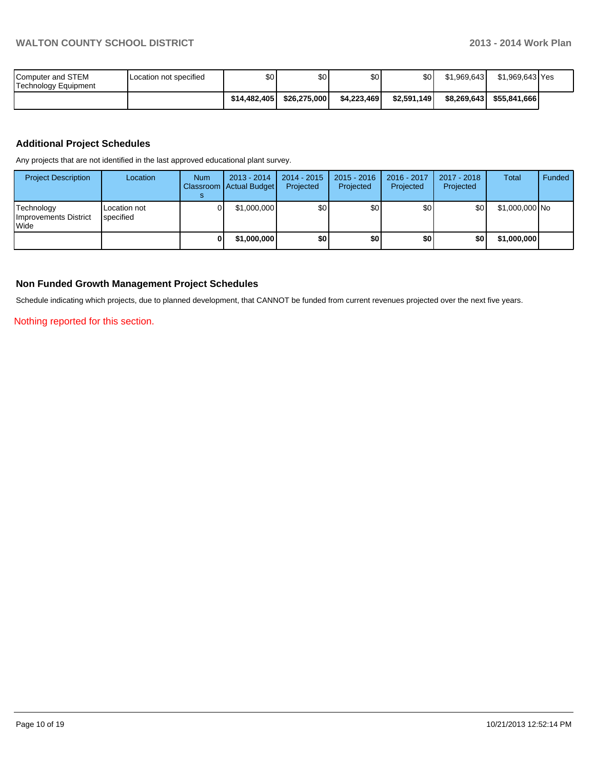| | | | | | | | | |
|---|---|---|---|---|---|---|---|---|
| Computer and STEM Technology Equipment | Location not specified | $0 | $0 | $0 | $0 | $1,969,643 | $1,969,643 | Yes |
| | | **$14,482,405** | **$26,275,000** | **$4,223,469** | **$2,591,149** | **$8,269,643** | **$55,841,666** | |

### Additional Project Schedules

Any projects that are not identified in the last approved educational plant survey.

| Project Description | Location | Num Classrooms | 2013 - 2014 Actual Budget | 2014 - 2015 Projected | 2015 - 2016 Projected | 2016 - 2017 Projected | 2017 - 2018 Projected | Total | Funded |
|---|---|---|---|---|---|---|---|---|---|
| Technology Improvements District Wide | Location not specified | 0 | $1,000,000 | $0 | $0 | $0 | $0 | $1,000,000 | No |
| | | **0** | **$1,000,000** | **$0** | **$0** | **$0** | **$0** | **$1,000,000** | |

### Non Funded Growth Management Project Schedules

Schedule indicating which projects, due to planned development, that CANNOT be funded from current revenues projected over the next five years.

Nothing reported for this section.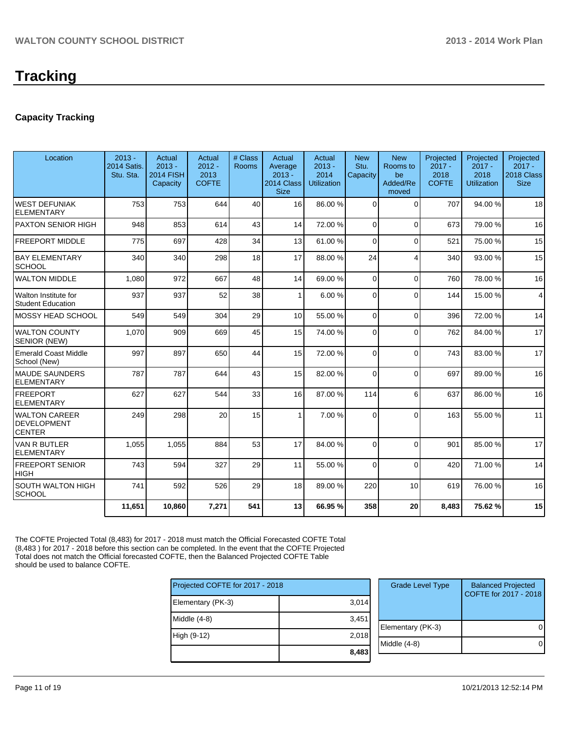# Tracking

## Capacity Tracking

| Location | 2013 - 2014 Satis. Stu. Sta. | Actual 2013 - 2014 FISH Capacity | Actual 2012 - 2013 COFTE | # Class Rooms | Actual Average 2013 - 2014 Class Size | Actual 2013 - 2014 Utilization | New Stu. Capacity | New Rooms to be Added/Removed | Projected 2017 - 2018 COFTE | Projected 2017 - 2018 Utilization | Projected 2017 - 2018 Class Size |
|---|---|---|---|---|---|---|---|---|---|---|---|
| WEST DEFUNIAK ELEMENTARY | 753 | 753 | 644 | 40 | 16 | 86.00 % | 0 | 0 | 707 | 94.00 % | 18 |
| PAXTON SENIOR HIGH | 948 | 853 | 614 | 43 | 14 | 72.00 % | 0 | 0 | 673 | 79.00 % | 16 |
| FREEPORT MIDDLE | 775 | 697 | 428 | 34 | 13 | 61.00 % | 0 | 0 | 521 | 75.00 % | 15 |
| BAY ELEMENTARY SCHOOL | 340 | 340 | 298 | 18 | 17 | 88.00 % | 24 | 4 | 340 | 93.00 % | 15 |
| WALTON MIDDLE | 1,080 | 972 | 667 | 48 | 14 | 69.00 % | 0 | 0 | 760 | 78.00 % | 16 |
| Walton Institute for Student Education | 937 | 937 | 52 | 38 | 1 | 6.00 % | 0 | 0 | 144 | 15.00 % | 4 |
| MOSSY HEAD SCHOOL | 549 | 549 | 304 | 29 | 10 | 55.00 % | 0 | 0 | 396 | 72.00 % | 14 |
| WALTON COUNTY SENIOR (NEW) | 1,070 | 909 | 669 | 45 | 15 | 74.00 % | 0 | 0 | 762 | 84.00 % | 17 |
| Emerald Coast Middle School (New) | 997 | 897 | 650 | 44 | 15 | 72.00 % | 0 | 0 | 743 | 83.00 % | 17 |
| MAUDE SAUNDERS ELEMENTARY | 787 | 787 | 644 | 43 | 15 | 82.00 % | 0 | 0 | 697 | 89.00 % | 16 |
| FREEPORT ELEMENTARY | 627 | 627 | 544 | 33 | 16 | 87.00 % | 114 | 6 | 637 | 86.00 % | 16 |
| WALTON CAREER DEVELOPMENT CENTER | 249 | 298 | 20 | 15 | 1 | 7.00 % | 0 | 0 | 163 | 55.00 % | 11 |
| VAN R BUTLER ELEMENTARY | 1,055 | 1,055 | 884 | 53 | 17 | 84.00 % | 0 | 0 | 901 | 85.00 % | 17 |
| FREEPORT SENIOR HIGH | 743 | 594 | 327 | 29 | 11 | 55.00 % | 0 | 0 | 420 | 71.00 % | 14 |
| SOUTH WALTON HIGH SCHOOL | 741 | 592 | 526 | 29 | 18 | 89.00 % | 220 | 10 | 619 | 76.00 % | 16 |
| | **11,651** | **10,860** | **7,271** | **541** | **13** | **66.95 %** | **358** | **20** | **8,483** | **75.62 %** | **15** |

The COFTE Projected Total (8,483) for 2017 - 2018 must match the Official Forecasted COFTE Total (8,483 ) for 2017 - 2018 before this section can be completed. In the event that the COFTE Projected Total does not match the Official forecasted COFTE, then the Balanced Projected COFTE Table should be used to balance COFTE.

| Projected COFTE for 2017 - 2018 | |
|---|---|
| Elementary (PK-3) | 3,014 |
| Middle (4-8) | 3,451 |
| High (9-12) | 2,018 |
| | **8,483** |

| Grade Level Type | Balanced Projected COFTE for 2017 - 2018 |
|---|---|
| Elementary (PK-3) | 0 |
| Middle (4-8) | 0 |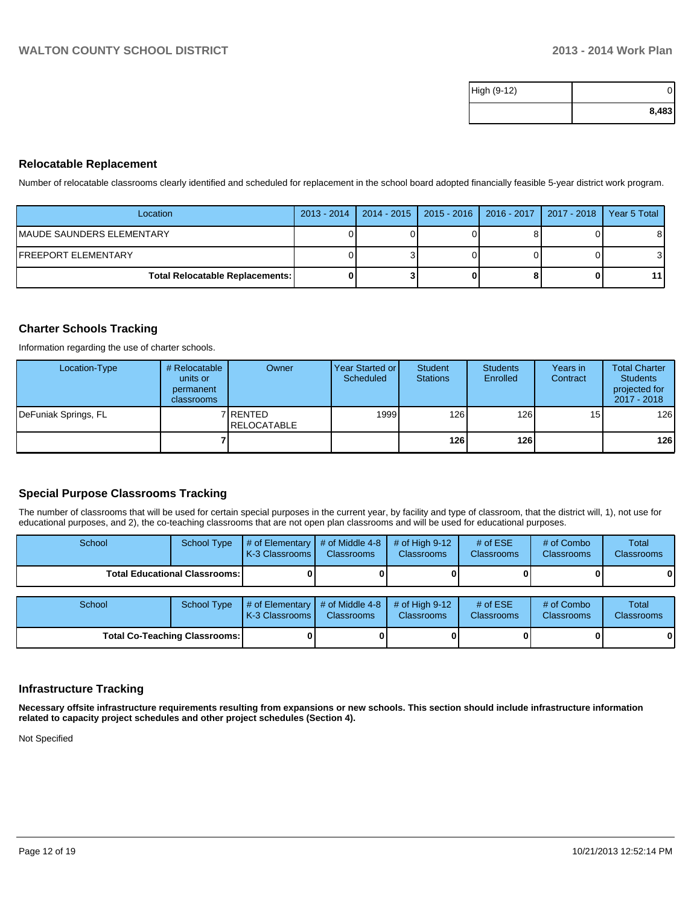| High (9-12) | 0 |
|---|---|
| | **8,483** |

## Relocatable Replacement

Number of relocatable classrooms clearly identified and scheduled for replacement in the school board adopted financially feasible 5-year district work program.

| Location | 2013 - 2014 | 2014 - 2015 | 2015 - 2016 | 2016 - 2017 | 2017 - 2018 | Year 5 Total |
|---|---|---|---|---|---|---|
| MAUDE SAUNDERS ELEMENTARY | 0 | 0 | 0 | 8 | 0 | 8 |
| FREEPORT ELEMENTARY | 0 | 3 | 0 | 0 | 0 | 3 |
| **Total Relocatable Replacements:** | **0** | **3** | **0** | **8** | **0** | **11** |

## Charter Schools Tracking

Information regarding the use of charter schools.

| Location-Type | # Relocatable units or permanent classrooms | Owner | Year Started or Scheduled | Student Stations | Students Enrolled | Years in Contract | Total Charter Students projected for 2017 - 2018 |
|---|---|---|---|---|---|---|---|
| DeFuniak Springs, FL | 7 | RENTED RELOCATABLE | 1999 | 126 | 126 | 15 | 126 |
| | **7** | | | **126** | **126** | | **126** |

## Special Purpose Classrooms Tracking

The number of classrooms that will be used for certain special purposes in the current year, by facility and type of classroom, that the district will, 1), not use for educational purposes, and 2), the co-teaching classrooms that are not open plan classrooms and will be used for educational purposes.

| School | School Type | # of Elementary K-3 Classrooms | # of Middle 4-8 Classrooms | # of High 9-12 Classrooms | # of ESE Classrooms | # of Combo Classrooms | Total Classrooms |
|---|---|---|---|---|---|---|---|
| **Total Educational Classrooms:** | | **0** | **0** | **0** | **0** | **0** | **0** |

| School | School Type | # of Elementary K-3 Classrooms | # of Middle 4-8 Classrooms | # of High 9-12 Classrooms | # of ESE Classrooms | # of Combo Classrooms | Total Classrooms |
|---|---|---|---|---|---|---|---|
| **Total Co-Teaching Classrooms:** | | **0** | **0** | **0** | **0** | **0** | **0** |

## Infrastructure Tracking

**Necessary offsite infrastructure requirements resulting from expansions or new schools. This section should include infrastructure information related to capacity project schedules and other project schedules (Section 4).**

Not Specified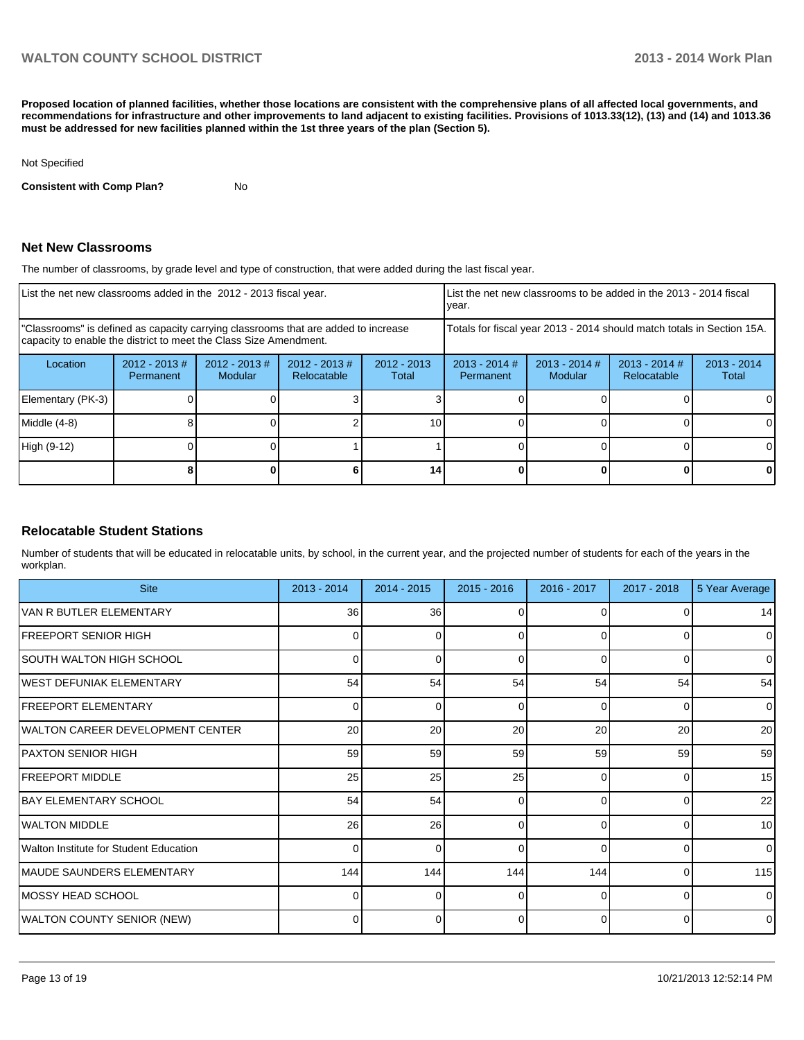**Proposed location of planned facilities, whether those locations are consistent with the comprehensive plans of all affected local governments, and recommendations for infrastructure and other improvements to land adjacent to existing facilities. Provisions of 1013.33(12), (13) and (14) and 1013.36 must be addressed for new facilities planned within the 1st three years of the plan (Section 5).**

Not Specified

**Consistent with Comp Plan?** No

## Net New Classrooms

The number of classrooms, by grade level and type of construction, that were added during the last fiscal year.

| List the net new classrooms added in the 2012 - 2013 fiscal year. | | | | | List the net new classrooms to be added in the 2013 - 2014 fiscal year. | | | |
|---|---|---|---|---|---|---|---|---|
| "Classrooms" is defined as capacity carrying classrooms that are added to increase capacity to enable the district to meet the Class Size Amendment. | | | | | Totals for fiscal year 2013 - 2014 should match totals in Section 15A. | | | |
| Location | 2012 - 2013 # Permanent | 2012 - 2013 # Modular | 2012 - 2013 # Relocatable | 2012 - 2013 Total | 2013 - 2014 # Permanent | 2013 - 2014 # Modular | 2013 - 2014 # Relocatable | 2013 - 2014 Total |
| Elementary (PK-3) | 0 | 0 | 3 | 3 | 0 | 0 | 0 | 0 |
| Middle (4-8) | 8 | 0 | 2 | 10 | 0 | 0 | 0 | 0 |
| High (9-12) | 0 | 0 | 1 | 1 | 0 | 0 | 0 | 0 |
| | **8** | **0** | **6** | **14** | **0** | **0** | **0** | **0** |

## Relocatable Student Stations

Number of students that will be educated in relocatable units, by school, in the current year, and the projected number of students for each of the years in the workplan.

| Site | 2013 - 2014 | 2014 - 2015 | 2015 - 2016 | 2016 - 2017 | 2017 - 2018 | 5 Year Average |
|---|---|---|---|---|---|---|
| VAN R BUTLER ELEMENTARY | 36 | 36 | 0 | 0 | 0 | 14 |
| FREEPORT SENIOR HIGH | 0 | 0 | 0 | 0 | 0 | 0 |
| SOUTH WALTON HIGH SCHOOL | 0 | 0 | 0 | 0 | 0 | 0 |
| WEST DEFUNIAK ELEMENTARY | 54 | 54 | 54 | 54 | 54 | 54 |
| FREEPORT ELEMENTARY | 0 | 0 | 0 | 0 | 0 | 0 |
| WALTON CAREER DEVELOPMENT CENTER | 20 | 20 | 20 | 20 | 20 | 20 |
| PAXTON SENIOR HIGH | 59 | 59 | 59 | 59 | 59 | 59 |
| FREEPORT MIDDLE | 25 | 25 | 25 | 0 | 0 | 15 |
| BAY ELEMENTARY SCHOOL | 54 | 54 | 0 | 0 | 0 | 22 |
| WALTON MIDDLE | 26 | 26 | 0 | 0 | 0 | 10 |
| Walton Institute for Student Education | 0 | 0 | 0 | 0 | 0 | 0 |
| MAUDE SAUNDERS ELEMENTARY | 144 | 144 | 144 | 144 | 0 | 115 |
| MOSSY HEAD SCHOOL | 0 | 0 | 0 | 0 | 0 | 0 |
| WALTON COUNTY SENIOR (NEW) | 0 | 0 | 0 | 0 | 0 | 0 |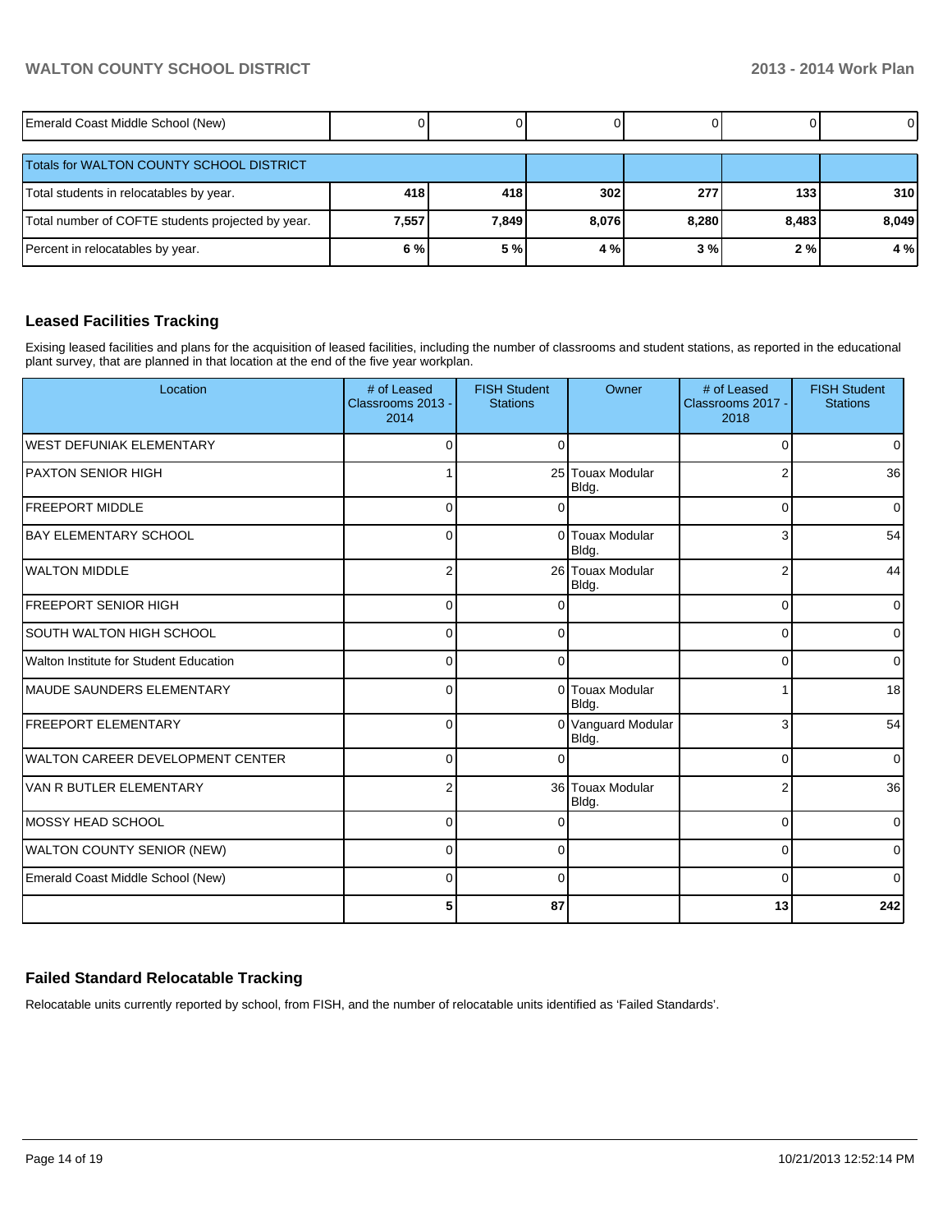| | | | | | | |
|---|---|---|---|---|---|---|
| Emerald Coast Middle School (New) | 0 | 0 | 0 | 0 | 0 | 0 |
| Totals for WALTON COUNTY SCHOOL DISTRICT | | | | | | |
| Total students in relocatables by year. | **418** | **418** | **302** | **277** | **133** | **310** |
| Total number of COFTE students projected by year. | **7,557** | **7,849** | **8,076** | **8,280** | **8,483** | **8,049** |
| Percent in relocatables by year. | **6 %** | **5 %** | **4 %** | **3 %** | **2 %** | **4 %** |

## Leased Facilities Tracking

Exising leased facilities and plans for the acquisition of leased facilities, including the number of classrooms and student stations, as reported in the educational plant survey, that are planned in that location at the end of the five year workplan.

| Location | # of Leased Classrooms 2013 - 2014 | FISH Student Stations | Owner | # of Leased Classrooms 2017 - 2018 | FISH Student Stations |
|---|---|---|---|---|---|
| WEST DEFUNIAK ELEMENTARY | 0 | 0 | | 0 | 0 |
| PAXTON SENIOR HIGH | 1 | 25 | Touax Modular Bldg. | 2 | 36 |
| FREEPORT MIDDLE | 0 | 0 | | 0 | 0 |
| BAY ELEMENTARY SCHOOL | 0 | 0 | Touax Modular Bldg. | 3 | 54 |
| WALTON MIDDLE | 2 | 26 | Touax Modular Bldg. | 2 | 44 |
| FREEPORT SENIOR HIGH | 0 | 0 | | 0 | 0 |
| SOUTH WALTON HIGH SCHOOL | 0 | 0 | | 0 | 0 |
| Walton Institute for Student Education | 0 | 0 | | 0 | 0 |
| MAUDE SAUNDERS ELEMENTARY | 0 | 0 | Touax Modular Bldg. | 1 | 18 |
| FREEPORT ELEMENTARY | 0 | 0 | Vanguard Modular Bldg. | 3 | 54 |
| WALTON CAREER DEVELOPMENT CENTER | 0 | 0 | | 0 | 0 |
| VAN R BUTLER ELEMENTARY | 2 | 36 | Touax Modular Bldg. | 2 | 36 |
| MOSSY HEAD SCHOOL | 0 | 0 | | 0 | 0 |
| WALTON COUNTY SENIOR (NEW) | 0 | 0 | | 0 | 0 |
| Emerald Coast Middle School (New) | 0 | 0 | | 0 | 0 |
| | **5** | **87** | | **13** | **242** |

## Failed Standard Relocatable Tracking

Relocatable units currently reported by school, from FISH, and the number of relocatable units identified as 'Failed Standards'.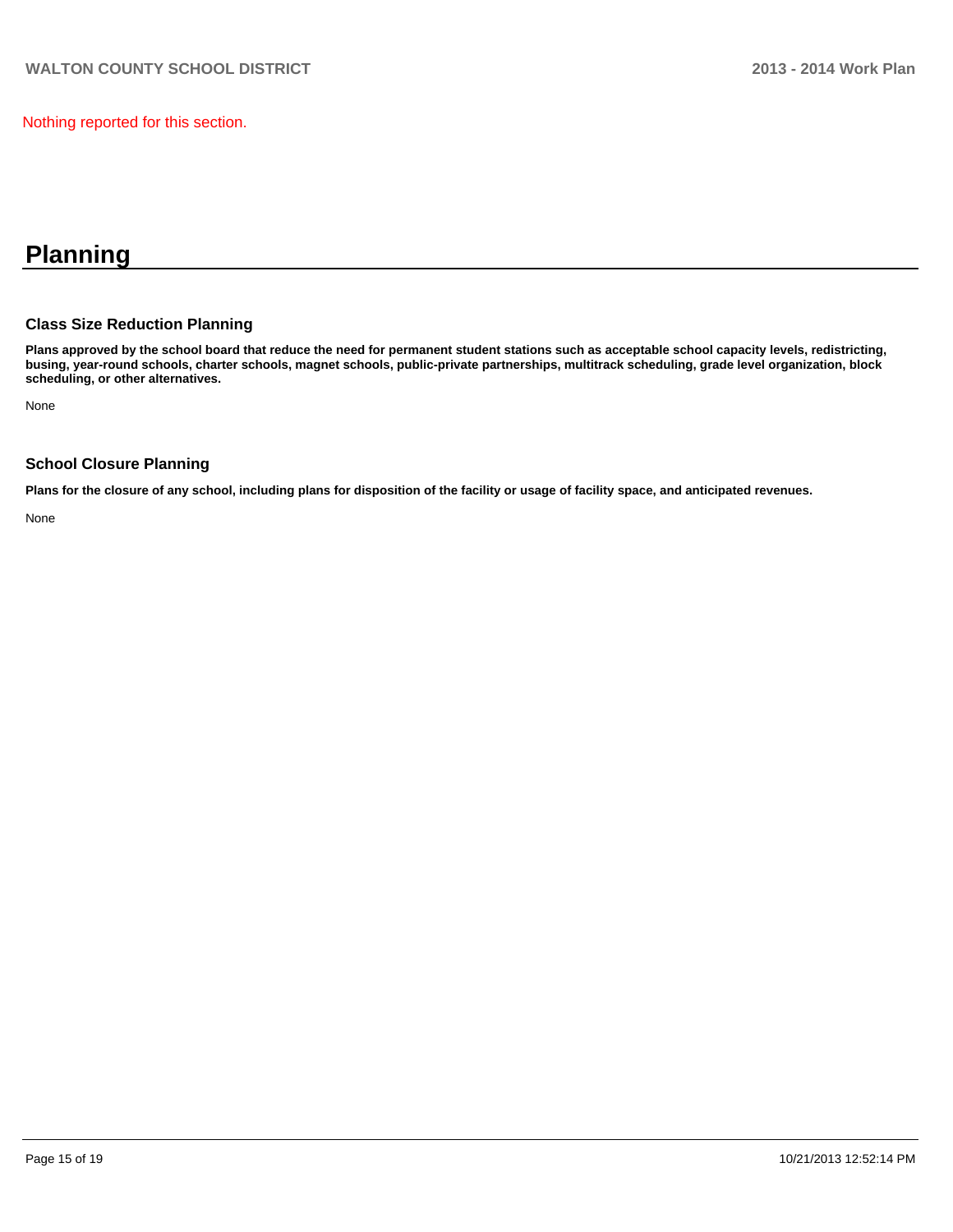Nothing reported for this section.

# Planning

### Class Size Reduction Planning

**Plans approved by the school board that reduce the need for permanent student stations such as acceptable school capacity levels, redistricting, busing, year-round schools, charter schools, magnet schools, public-private partnerships, multitrack scheduling, grade level organization, block scheduling, or other alternatives.**

None

### School Closure Planning

**Plans for the closure of any school, including plans for disposition of the facility or usage of facility space, and anticipated revenues.**

None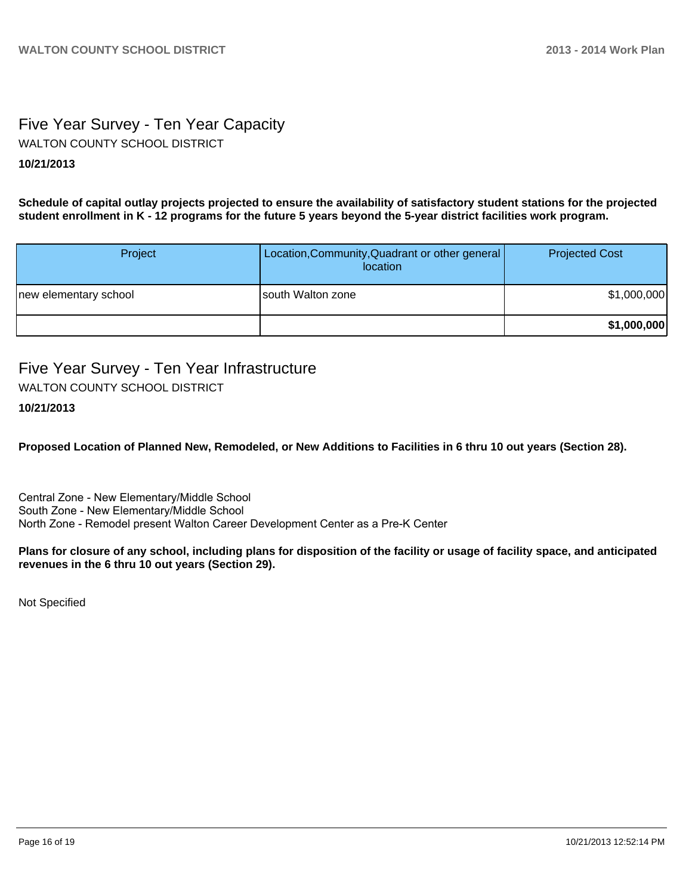## Five Year Survey - Ten Year Capacity

WALTON COUNTY SCHOOL DISTRICT

**10/21/2013**

**Schedule of capital outlay projects projected to ensure the availability of satisfactory student stations for the projected student enrollment in K - 12 programs for the future 5 years beyond the 5-year district facilities work program.**

| Project | Location,Community,Quadrant or other general location | Projected Cost |
|---|---|---|
| new elementary school | south Walton zone | $1,000,000 |
| | | **$1,000,000** |

## Five Year Survey - Ten Year Infrastructure

WALTON COUNTY SCHOOL DISTRICT

**10/21/2013**

**Proposed Location of Planned New, Remodeled, or New Additions to Facilities in 6 thru 10 out years (Section 28).**

Central Zone - New Elementary/Middle School
South Zone - New Elementary/Middle School
North Zone - Remodel present Walton Career Development Center as a Pre-K Center

**Plans for closure of any school, including plans for disposition of the facility or usage of facility space, and anticipated revenues in the 6 thru 10 out years (Section 29).**

Not Specified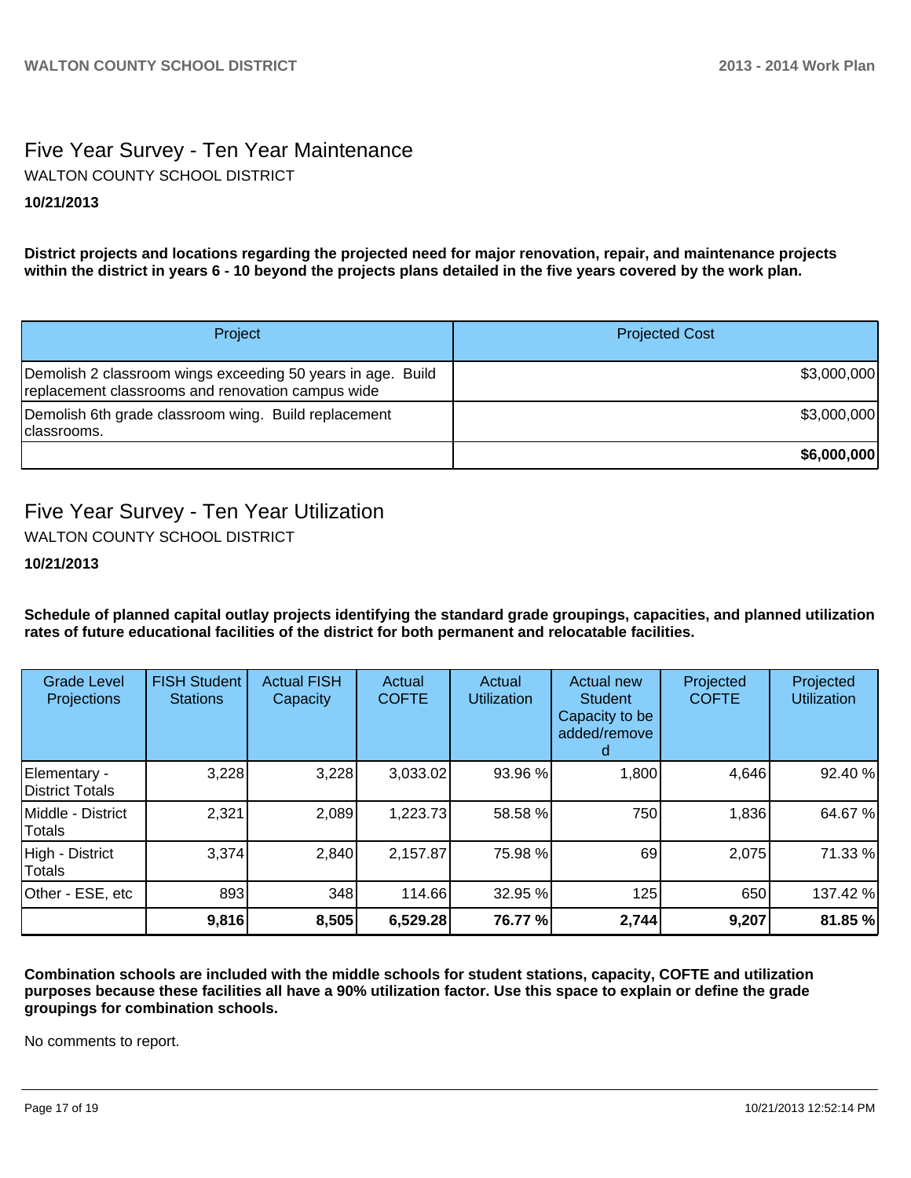# Five Year Survey - Ten Year Maintenance

WALTON COUNTY SCHOOL DISTRICT

**10/21/2013**

**District projects and locations regarding the projected need for major renovation, repair, and maintenance projects within the district in years 6 - 10 beyond the projects plans detailed in the five years covered by the work plan.**

| Project | Projected Cost |
|---|---|
| Demolish 2 classroom wings exceeding 50 years in age. Build replacement classrooms and renovation campus wide | $3,000,000 |
| Demolish 6th grade classroom wing. Build replacement classrooms. | $3,000,000 |
| | **$6,000,000** |

# Five Year Survey - Ten Year Utilization

WALTON COUNTY SCHOOL DISTRICT

**10/21/2013**

**Schedule of planned capital outlay projects identifying the standard grade groupings, capacities, and planned utilization rates of future educational facilities of the district for both permanent and relocatable facilities.**

| Grade Level Projections | FISH Student Stations | Actual FISH Capacity | Actual COFTE | Actual Utilization | Actual new Student Capacity to be added/removed | Projected COFTE | Projected Utilization |
|---|---|---|---|---|---|---|---|
| Elementary - District Totals | 3,228 | 3,228 | 3,033.02 | 93.96 % | 1,800 | 4,646 | 92.40 % |
| Middle - District Totals | 2,321 | 2,089 | 1,223.73 | 58.58 % | 750 | 1,836 | 64.67 % |
| High - District Totals | 3,374 | 2,840 | 2,157.87 | 75.98 % | 69 | 2,075 | 71.33 % |
| Other - ESE, etc | 893 | 348 | 114.66 | 32.95 % | 125 | 650 | 137.42 % |
| | **9,816** | **8,505** | **6,529.28** | **76.77 %** | **2,744** | **9,207** | **81.85 %** |

**Combination schools are included with the middle schools for student stations, capacity, COFTE and utilization purposes because these facilities all have a 90% utilization factor. Use this space to explain or define the grade groupings for combination schools.**

No comments to report.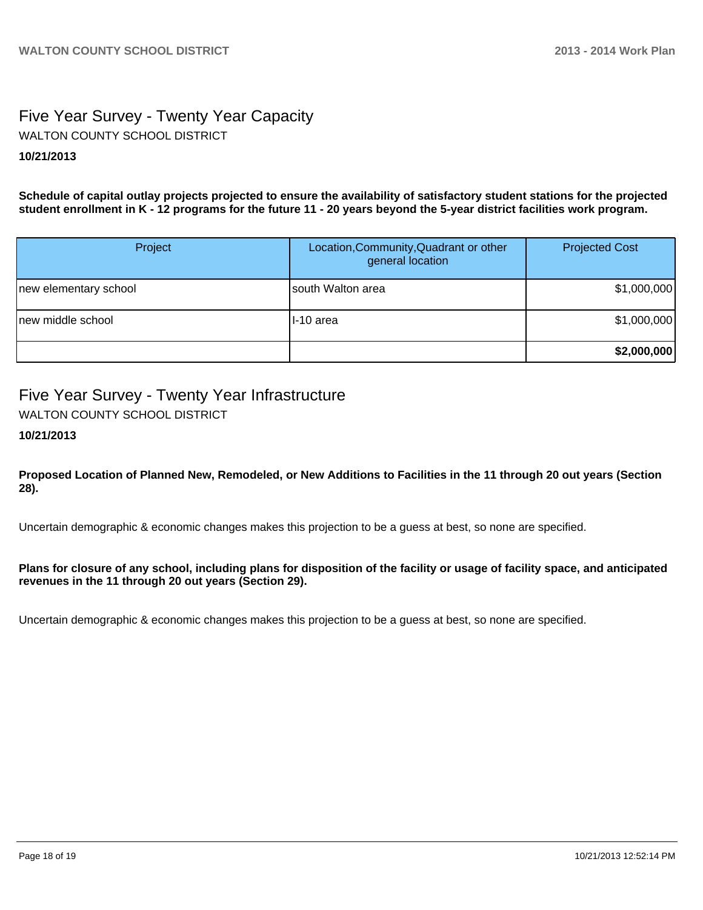# Five Year Survey - Twenty Year Capacity

WALTON COUNTY SCHOOL DISTRICT

**10/21/2013**

**Schedule of capital outlay projects projected to ensure the availability of satisfactory student stations for the projected student enrollment in K - 12 programs for the future 11 - 20 years beyond the 5-year district facilities work program.**

| Project | Location,Community,Quadrant or other general location | Projected Cost |
|---|---|---|
| new elementary school | south Walton area | $1,000,000 |
| new middle school | I-10 area | $1,000,000 |
| | | **$2,000,000** |

# Five Year Survey - Twenty Year Infrastructure

WALTON COUNTY SCHOOL DISTRICT

**10/21/2013**

**Proposed Location of Planned New, Remodeled, or New Additions to Facilities in the 11 through 20 out years (Section 28).**

Uncertain demographic & economic changes makes this projection to be a guess at best, so none are specified.

**Plans for closure of any school, including plans for disposition of the facility or usage of facility space, and anticipated revenues in the 11 through 20 out years (Section 29).**

Uncertain demographic & economic changes makes this projection to be a guess at best, so none are specified.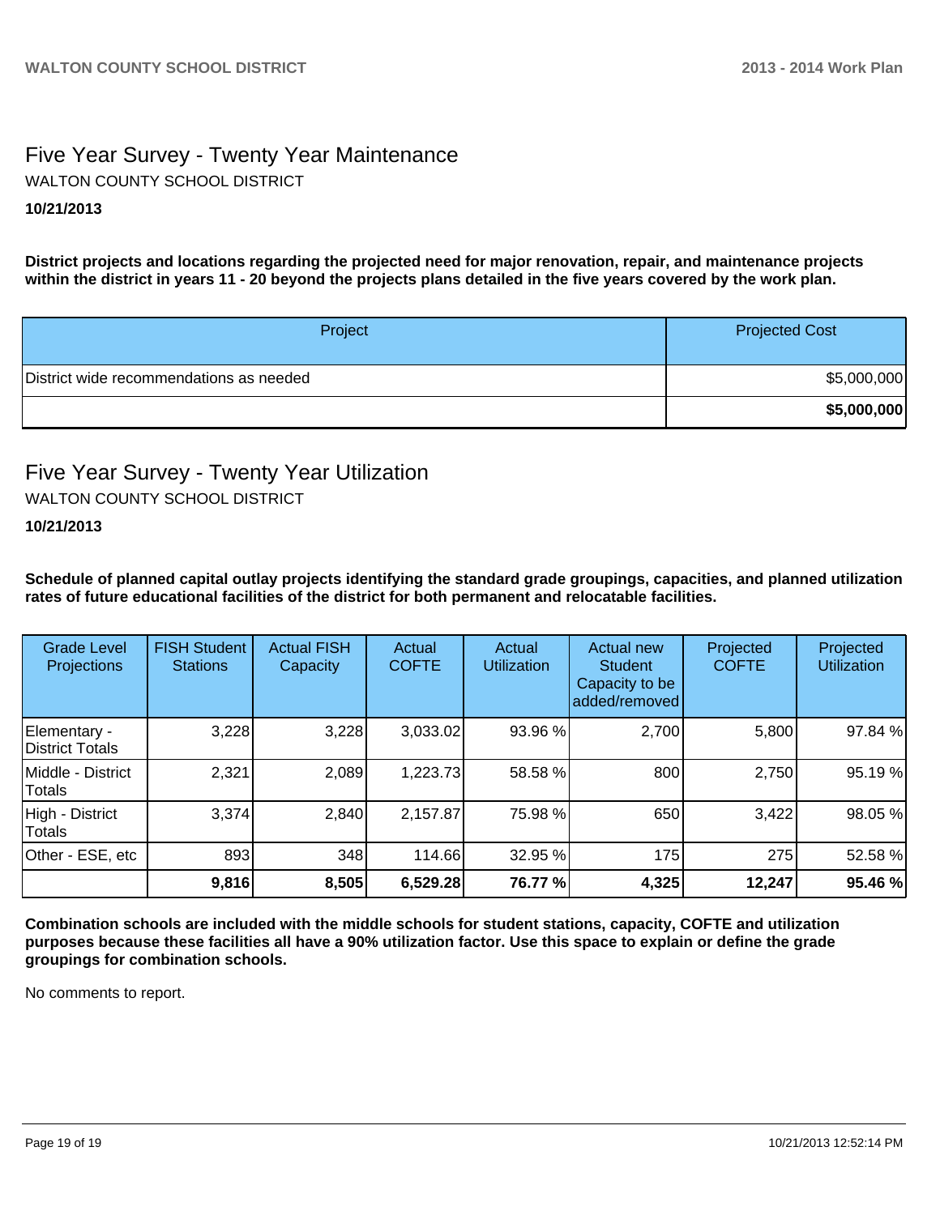## Five Year Survey - Twenty Year Maintenance

WALTON COUNTY SCHOOL DISTRICT

**10/21/2013**

**District projects and locations regarding the projected need for major renovation, repair, and maintenance projects within the district in years 11 - 20 beyond the projects plans detailed in the five years covered by the work plan.**

| Project | Projected Cost |
|---|---|
| District wide recommendations as needed | $5,000,000 |
| | **$5,000,000** |

## Five Year Survey - Twenty Year Utilization

WALTON COUNTY SCHOOL DISTRICT

**10/21/2013**

**Schedule of planned capital outlay projects identifying the standard grade groupings, capacities, and planned utilization rates of future educational facilities of the district for both permanent and relocatable facilities.**

| Grade Level Projections | FISH Student Stations | Actual FISH Capacity | Actual COFTE | Actual Utilization | Actual new Student Capacity to be added/removed | Projected COFTE | Projected Utilization |
|---|---|---|---|---|---|---|---|
| Elementary - District Totals | 3,228 | 3,228 | 3,033.02 | 93.96 % | 2,700 | 5,800 | 97.84 % |
| Middle - District Totals | 2,321 | 2,089 | 1,223.73 | 58.58 % | 800 | 2,750 | 95.19 % |
| High - District Totals | 3,374 | 2,840 | 2,157.87 | 75.98 % | 650 | 3,422 | 98.05 % |
| Other - ESE, etc | 893 | 348 | 114.66 | 32.95 % | 175 | 275 | 52.58 % |
| | **9,816** | **8,505** | **6,529.28** | **76.77 %** | **4,325** | **12,247** | **95.46 %** |

**Combination schools are included with the middle schools for student stations, capacity, COFTE and utilization purposes because these facilities all have a 90% utilization factor. Use this space to explain or define the grade groupings for combination schools.**

No comments to report.